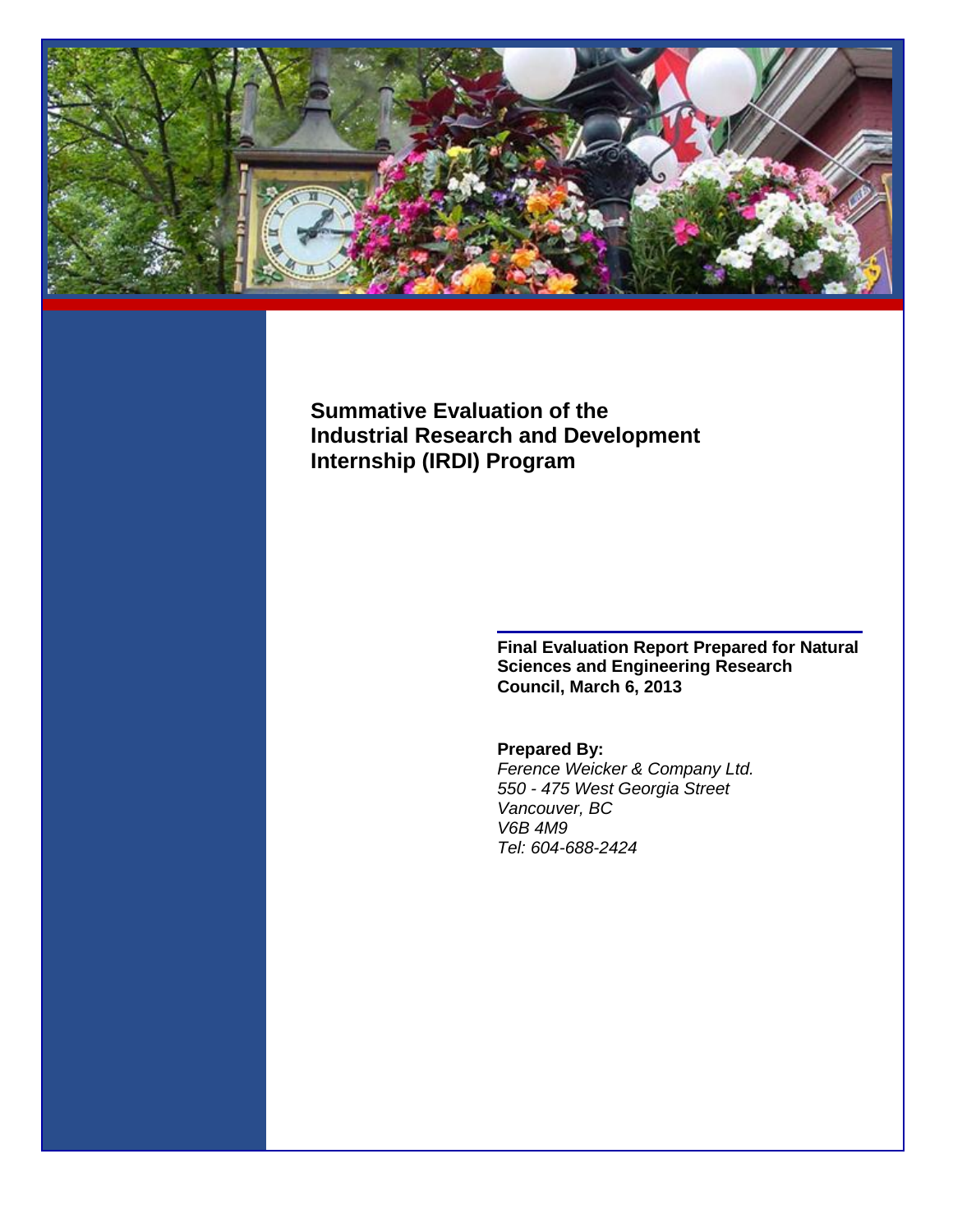# Summative Evaluation of the Industrial Research and Development Internship (IRDI) Program

**Final Evaluation Report Prepared for Natural Sciences and Engineering Research Council, March 6, 2013**

**Prepared By:**
*Ference Weicker & Company Ltd.*
*550 - 475 West Georgia Street*
*Vancouver, BC*
*V6B 4M9*
*Tel: 604-688-2424*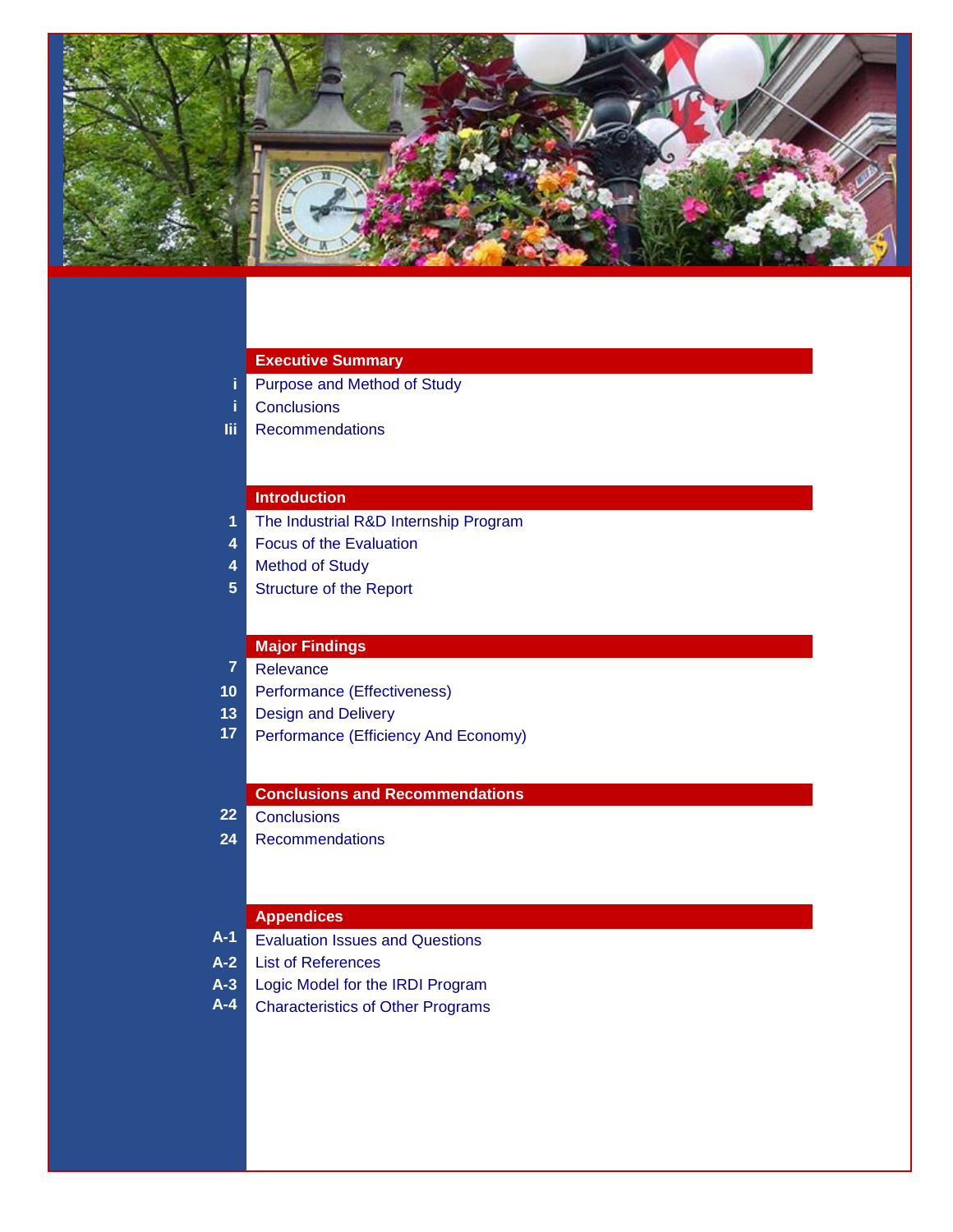## Executive Summary

| | |
|---|---|
| i | Purpose and Method of Study |
| i | Conclusions |
| Iii | Recommendations |

## Introduction

| | |
|---|---|
| 1 | The Industrial R&D Internship Program |
| 4 | Focus of the Evaluation |
| 4 | Method of Study |
| 5 | Structure of the Report |

## Major Findings

| | |
|---|---|
| 7 | Relevance |
| 10 | Performance (Effectiveness) |
| 13 | Design and Delivery |
| 17 | Performance (Efficiency And Economy) |

## Conclusions and Recommendations

| | |
|---|---|
| 22 | Conclusions |
| 24 | Recommendations |

## Appendices

| | |
|---|---|
| A-1 | Evaluation Issues and Questions |
| A-2 | List of References |
| A-3 | Logic Model for the IRDI Program |
| A-4 | Characteristics of Other Programs |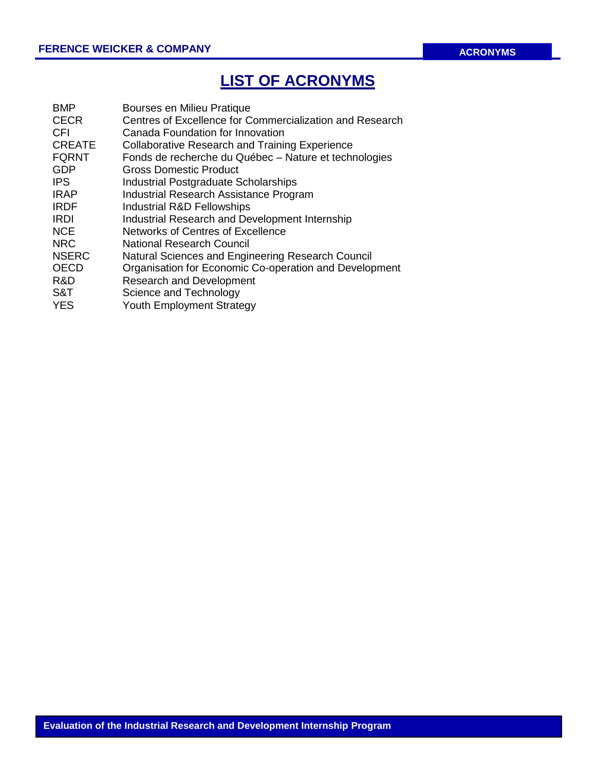# LIST OF ACRONYMS

| | |
|---|---|
| BMP | Bourses en Milieu Pratique |
| CECR | Centres of Excellence for Commercialization and Research |
| CFI | Canada Foundation for Innovation |
| CREATE | Collaborative Research and Training Experience |
| FQRNT | Fonds de recherche du Québec – Nature et technologies |
| GDP | Gross Domestic Product |
| IPS | Industrial Postgraduate Scholarships |
| IRAP | Industrial Research Assistance Program |
| IRDF | Industrial R&D Fellowships |
| IRDI | Industrial Research and Development Internship |
| NCE | Networks of Centres of Excellence |
| NRC | National Research Council |
| NSERC | Natural Sciences and Engineering Research Council |
| OECD | Organisation for Economic Co-operation and Development |
| R&D | Research and Development |
| S&T | Science and Technology |
| YES | Youth Employment Strategy |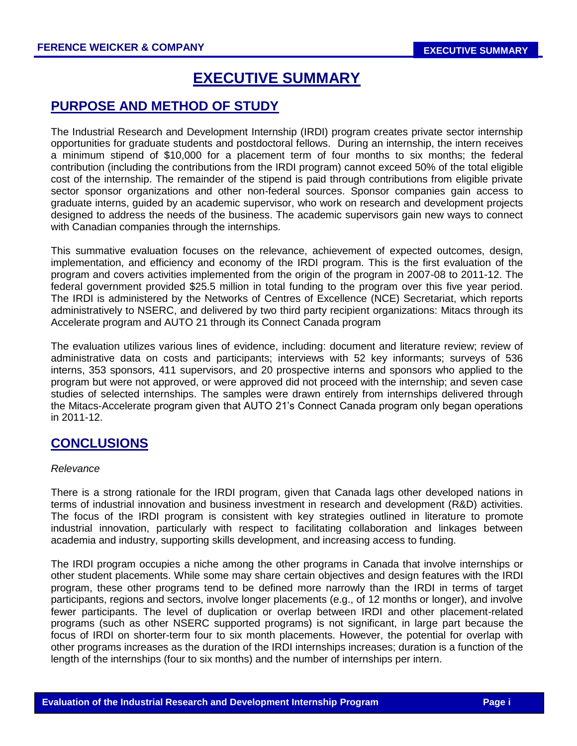# EXECUTIVE SUMMARY

## PURPOSE AND METHOD OF STUDY

The Industrial Research and Development Internship (IRDI) program creates private sector internship opportunities for graduate students and postdoctoral fellows. During an internship, the intern receives a minimum stipend of \$10,000 for a placement term of four months to six months; the federal contribution (including the contributions from the IRDI program) cannot exceed 50% of the total eligible cost of the internship. The remainder of the stipend is paid through contributions from eligible private sector sponsor organizations and other non-federal sources. Sponsor companies gain access to graduate interns, guided by an academic supervisor, who work on research and development projects designed to address the needs of the business. The academic supervisors gain new ways to connect with Canadian companies through the internships.

This summative evaluation focuses on the relevance, achievement of expected outcomes, design, implementation, and efficiency and economy of the IRDI program. This is the first evaluation of the program and covers activities implemented from the origin of the program in 2007-08 to 2011-12. The federal government provided \$25.5 million in total funding to the program over this five year period. The IRDI is administered by the Networks of Centres of Excellence (NCE) Secretariat, which reports administratively to NSERC, and delivered by two third party recipient organizations: Mitacs through its Accelerate program and AUTO 21 through its Connect Canada program

The evaluation utilizes various lines of evidence, including: document and literature review; review of administrative data on costs and participants; interviews with 52 key informants; surveys of 536 interns, 353 sponsors, 411 supervisors, and 20 prospective interns and sponsors who applied to the program but were not approved, or were approved did not proceed with the internship; and seven case studies of selected internships. The samples were drawn entirely from internships delivered through the Mitacs-Accelerate program given that AUTO 21's Connect Canada program only began operations in 2011-12.

## CONCLUSIONS

*Relevance*

There is a strong rationale for the IRDI program, given that Canada lags other developed nations in terms of industrial innovation and business investment in research and development (R&D) activities. The focus of the IRDI program is consistent with key strategies outlined in literature to promote industrial innovation, particularly with respect to facilitating collaboration and linkages between academia and industry, supporting skills development, and increasing access to funding.

The IRDI program occupies a niche among the other programs in Canada that involve internships or other student placements. While some may share certain objectives and design features with the IRDI program, these other programs tend to be defined more narrowly than the IRDI in terms of target participants, regions and sectors, involve longer placements (e.g., of 12 months or longer), and involve fewer participants. The level of duplication or overlap between IRDI and other placement-related programs (such as other NSERC supported programs) is not significant, in large part because the focus of IRDI on shorter-term four to six month placements. However, the potential for overlap with other programs increases as the duration of the IRDI internships increases; duration is a function of the length of the internships (four to six months) and the number of internships per intern.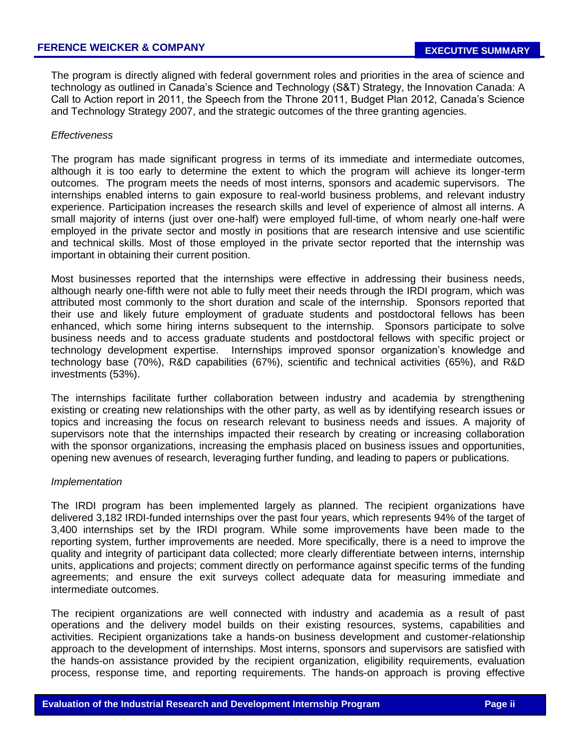The program is directly aligned with federal government roles and priorities in the area of science and technology as outlined in Canada's Science and Technology (S&T) Strategy, the Innovation Canada: A Call to Action report in 2011, the Speech from the Throne 2011, Budget Plan 2012, Canada's Science and Technology Strategy 2007, and the strategic outcomes of the three granting agencies.

*Effectiveness*

The program has made significant progress in terms of its immediate and intermediate outcomes, although it is too early to determine the extent to which the program will achieve its longer-term outcomes. The program meets the needs of most interns, sponsors and academic supervisors. The internships enabled interns to gain exposure to real-world business problems, and relevant industry experience. Participation increases the research skills and level of experience of almost all interns. A small majority of interns (just over one-half) were employed full-time, of whom nearly one-half were employed in the private sector and mostly in positions that are research intensive and use scientific and technical skills. Most of those employed in the private sector reported that the internship was important in obtaining their current position.

Most businesses reported that the internships were effective in addressing their business needs, although nearly one-fifth were not able to fully meet their needs through the IRDI program, which was attributed most commonly to the short duration and scale of the internship. Sponsors reported that their use and likely future employment of graduate students and postdoctoral fellows has been enhanced, which some hiring interns subsequent to the internship. Sponsors participate to solve business needs and to access graduate students and postdoctoral fellows with specific project or technology development expertise. Internships improved sponsor organization's knowledge and technology base (70%), R&D capabilities (67%), scientific and technical activities (65%), and R&D investments (53%).

The internships facilitate further collaboration between industry and academia by strengthening existing or creating new relationships with the other party, as well as by identifying research issues or topics and increasing the focus on research relevant to business needs and issues. A majority of supervisors note that the internships impacted their research by creating or increasing collaboration with the sponsor organizations, increasing the emphasis placed on business issues and opportunities, opening new avenues of research, leveraging further funding, and leading to papers or publications.

*Implementation*

The IRDI program has been implemented largely as planned. The recipient organizations have delivered 3,182 IRDI-funded internships over the past four years, which represents 94% of the target of 3,400 internships set by the IRDI program. While some improvements have been made to the reporting system, further improvements are needed. More specifically, there is a need to improve the quality and integrity of participant data collected; more clearly differentiate between interns, internship units, applications and projects; comment directly on performance against specific terms of the funding agreements; and ensure the exit surveys collect adequate data for measuring immediate and intermediate outcomes.

The recipient organizations are well connected with industry and academia as a result of past operations and the delivery model builds on their existing resources, systems, capabilities and activities. Recipient organizations take a hands-on business development and customer-relationship approach to the development of internships. Most interns, sponsors and supervisors are satisfied with the hands-on assistance provided by the recipient organization, eligibility requirements, evaluation process, response time, and reporting requirements. The hands-on approach is proving effective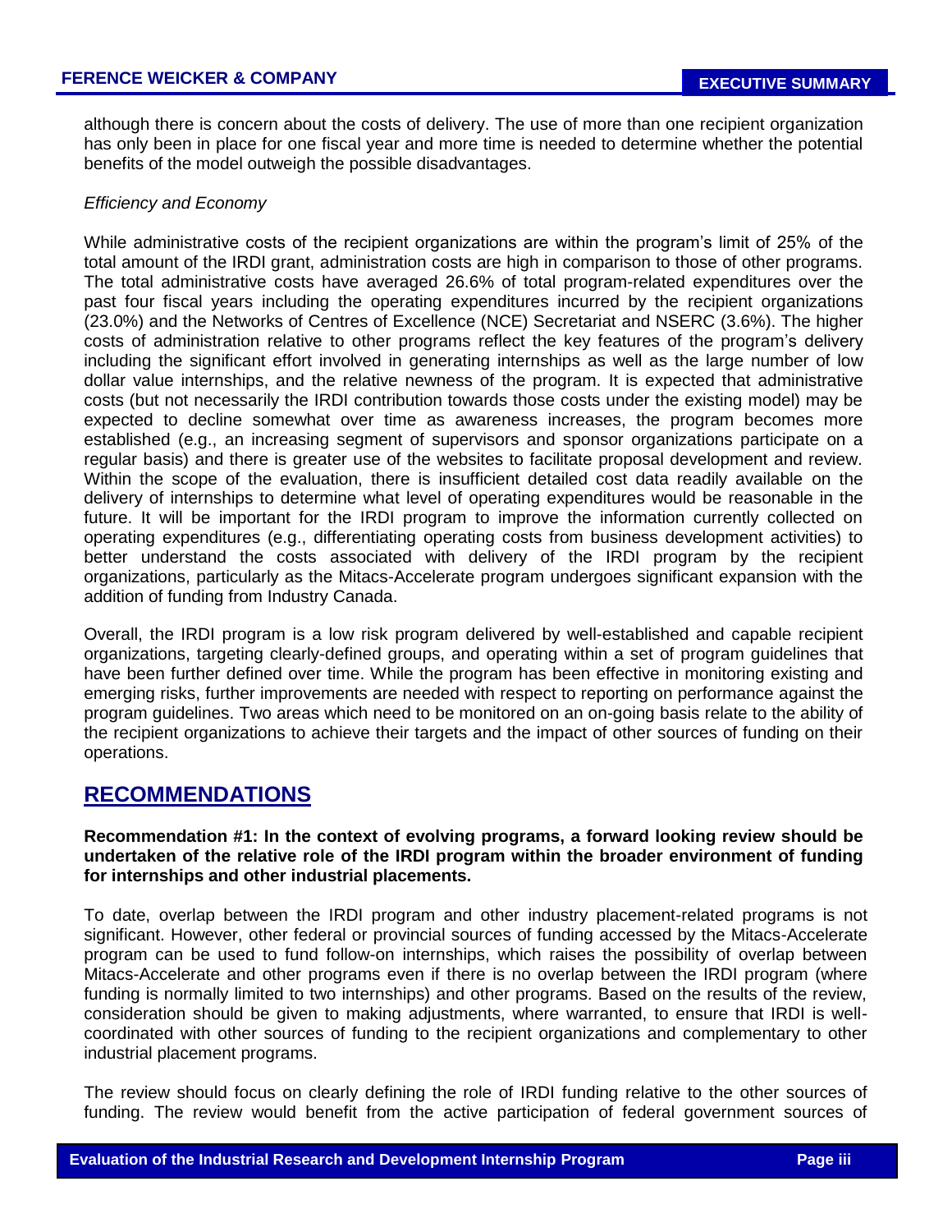although there is concern about the costs of delivery. The use of more than one recipient organization has only been in place for one fiscal year and more time is needed to determine whether the potential benefits of the model outweigh the possible disadvantages.

*Efficiency and Economy*

While administrative costs of the recipient organizations are within the program's limit of 25% of the total amount of the IRDI grant, administration costs are high in comparison to those of other programs. The total administrative costs have averaged 26.6% of total program-related expenditures over the past four fiscal years including the operating expenditures incurred by the recipient organizations (23.0%) and the Networks of Centres of Excellence (NCE) Secretariat and NSERC (3.6%). The higher costs of administration relative to other programs reflect the key features of the program's delivery including the significant effort involved in generating internships as well as the large number of low dollar value internships, and the relative newness of the program. It is expected that administrative costs (but not necessarily the IRDI contribution towards those costs under the existing model) may be expected to decline somewhat over time as awareness increases, the program becomes more established (e.g., an increasing segment of supervisors and sponsor organizations participate on a regular basis) and there is greater use of the websites to facilitate proposal development and review. Within the scope of the evaluation, there is insufficient detailed cost data readily available on the delivery of internships to determine what level of operating expenditures would be reasonable in the future. It will be important for the IRDI program to improve the information currently collected on operating expenditures (e.g., differentiating operating costs from business development activities) to better understand the costs associated with delivery of the IRDI program by the recipient organizations, particularly as the Mitacs-Accelerate program undergoes significant expansion with the addition of funding from Industry Canada.

Overall, the IRDI program is a low risk program delivered by well-established and capable recipient organizations, targeting clearly-defined groups, and operating within a set of program guidelines that have been further defined over time. While the program has been effective in monitoring existing and emerging risks, further improvements are needed with respect to reporting on performance against the program guidelines. Two areas which need to be monitored on an on-going basis relate to the ability of the recipient organizations to achieve their targets and the impact of other sources of funding on their operations.

## RECOMMENDATIONS

**Recommendation #1: In the context of evolving programs, a forward looking review should be undertaken of the relative role of the IRDI program within the broader environment of funding for internships and other industrial placements.**

To date, overlap between the IRDI program and other industry placement-related programs is not significant. However, other federal or provincial sources of funding accessed by the Mitacs-Accelerate program can be used to fund follow-on internships, which raises the possibility of overlap between Mitacs-Accelerate and other programs even if there is no overlap between the IRDI program (where funding is normally limited to two internships) and other programs. Based on the results of the review, consideration should be given to making adjustments, where warranted, to ensure that IRDI is well-coordinated with other sources of funding to the recipient organizations and complementary to other industrial placement programs.

The review should focus on clearly defining the role of IRDI funding relative to the other sources of funding. The review would benefit from the active participation of federal government sources of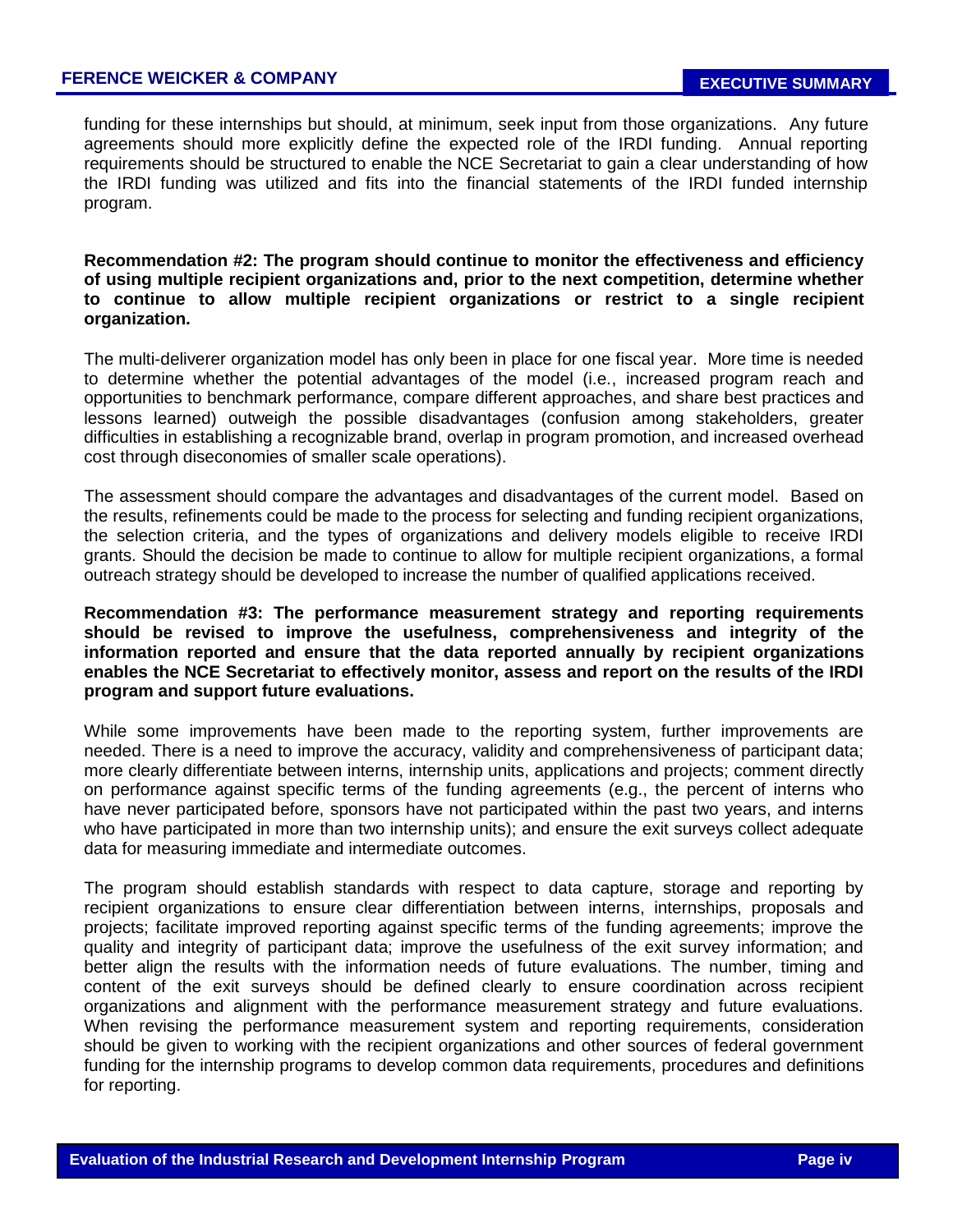funding for these internships but should, at minimum, seek input from those organizations. Any future agreements should more explicitly define the expected role of the IRDI funding. Annual reporting requirements should be structured to enable the NCE Secretariat to gain a clear understanding of how the IRDI funding was utilized and fits into the financial statements of the IRDI funded internship program.

**Recommendation #2: The program should continue to monitor the effectiveness and efficiency of using multiple recipient organizations and, prior to the next competition, determine whether to continue to allow multiple recipient organizations or restrict to a single recipient organization.**

The multi-deliverer organization model has only been in place for one fiscal year. More time is needed to determine whether the potential advantages of the model (i.e., increased program reach and opportunities to benchmark performance, compare different approaches, and share best practices and lessons learned) outweigh the possible disadvantages (confusion among stakeholders, greater difficulties in establishing a recognizable brand, overlap in program promotion, and increased overhead cost through diseconomies of smaller scale operations).

The assessment should compare the advantages and disadvantages of the current model. Based on the results, refinements could be made to the process for selecting and funding recipient organizations, the selection criteria, and the types of organizations and delivery models eligible to receive IRDI grants. Should the decision be made to continue to allow for multiple recipient organizations, a formal outreach strategy should be developed to increase the number of qualified applications received.

**Recommendation #3: The performance measurement strategy and reporting requirements should be revised to improve the usefulness, comprehensiveness and integrity of the information reported and ensure that the data reported annually by recipient organizations enables the NCE Secretariat to effectively monitor, assess and report on the results of the IRDI program and support future evaluations.**

While some improvements have been made to the reporting system, further improvements are needed. There is a need to improve the accuracy, validity and comprehensiveness of participant data; more clearly differentiate between interns, internship units, applications and projects; comment directly on performance against specific terms of the funding agreements (e.g., the percent of interns who have never participated before, sponsors have not participated within the past two years, and interns who have participated in more than two internship units); and ensure the exit surveys collect adequate data for measuring immediate and intermediate outcomes.

The program should establish standards with respect to data capture, storage and reporting by recipient organizations to ensure clear differentiation between interns, internships, proposals and projects; facilitate improved reporting against specific terms of the funding agreements; improve the quality and integrity of participant data; improve the usefulness of the exit survey information; and better align the results with the information needs of future evaluations. The number, timing and content of the exit surveys should be defined clearly to ensure coordination across recipient organizations and alignment with the performance measurement strategy and future evaluations. When revising the performance measurement system and reporting requirements, consideration should be given to working with the recipient organizations and other sources of federal government funding for the internship programs to develop common data requirements, procedures and definitions for reporting.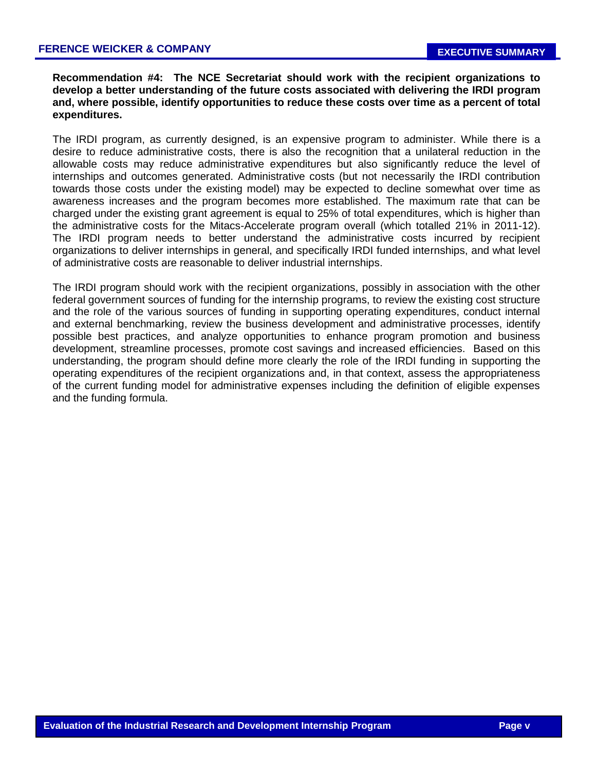**Recommendation #4: The NCE Secretariat should work with the recipient organizations to develop a better understanding of the future costs associated with delivering the IRDI program and, where possible, identify opportunities to reduce these costs over time as a percent of total expenditures.**

The IRDI program, as currently designed, is an expensive program to administer. While there is a desire to reduce administrative costs, there is also the recognition that a unilateral reduction in the allowable costs may reduce administrative expenditures but also significantly reduce the level of internships and outcomes generated. Administrative costs (but not necessarily the IRDI contribution towards those costs under the existing model) may be expected to decline somewhat over time as awareness increases and the program becomes more established. The maximum rate that can be charged under the existing grant agreement is equal to 25% of total expenditures, which is higher than the administrative costs for the Mitacs-Accelerate program overall (which totalled 21% in 2011-12). The IRDI program needs to better understand the administrative costs incurred by recipient organizations to deliver internships in general, and specifically IRDI funded internships, and what level of administrative costs are reasonable to deliver industrial internships.

The IRDI program should work with the recipient organizations, possibly in association with the other federal government sources of funding for the internship programs, to review the existing cost structure and the role of the various sources of funding in supporting operating expenditures, conduct internal and external benchmarking, review the business development and administrative processes, identify possible best practices, and analyze opportunities to enhance program promotion and business development, streamline processes, promote cost savings and increased efficiencies. Based on this understanding, the program should define more clearly the role of the IRDI funding in supporting the operating expenditures of the recipient organizations and, in that context, assess the appropriateness of the current funding model for administrative expenses including the definition of eligible expenses and the funding formula.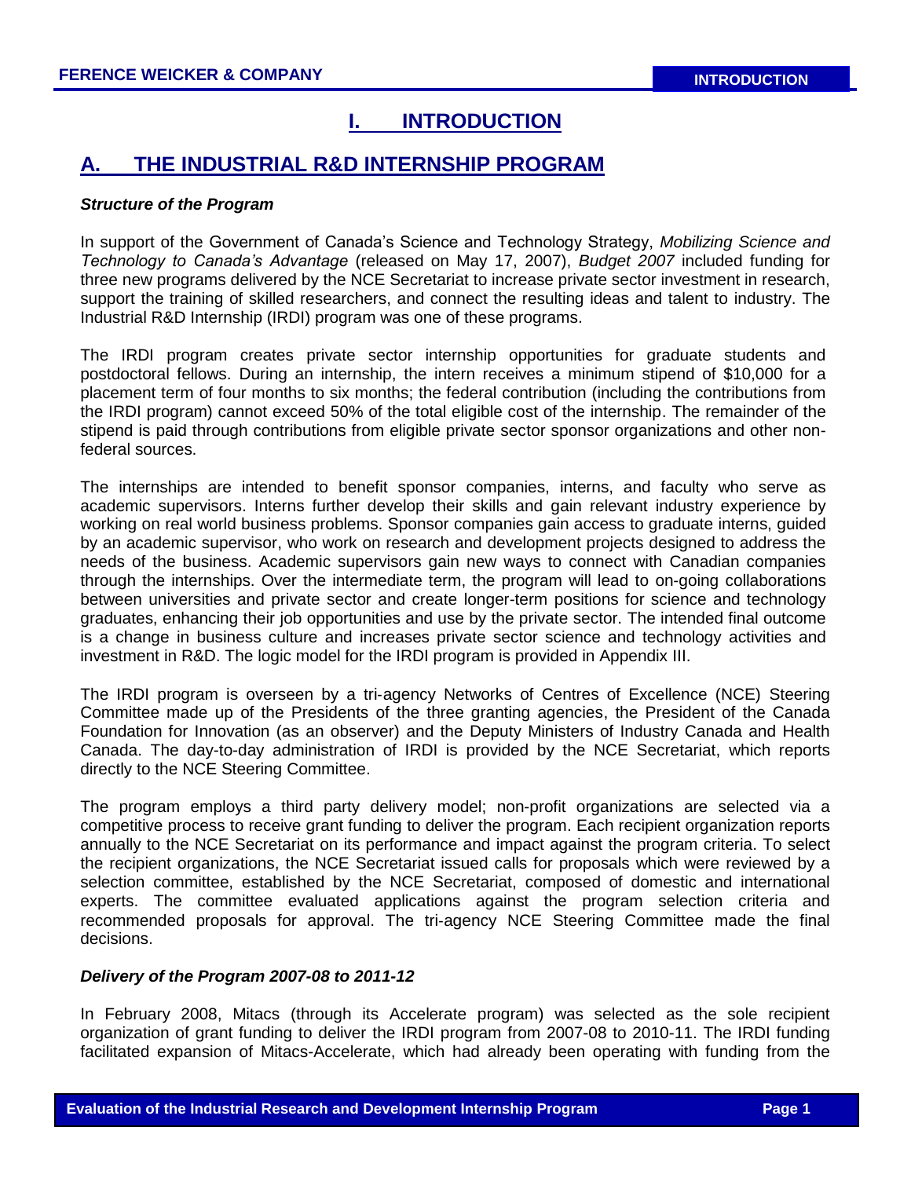# I. INTRODUCTION

## A. THE INDUSTRIAL R&D INTERNSHIP PROGRAM

***Structure of the Program***

In support of the Government of Canada's Science and Technology Strategy, *Mobilizing Science and Technology to Canada's Advantage* (released on May 17, 2007), *Budget 2007* included funding for three new programs delivered by the NCE Secretariat to increase private sector investment in research, support the training of skilled researchers, and connect the resulting ideas and talent to industry. The Industrial R&D Internship (IRDI) program was one of these programs.

The IRDI program creates private sector internship opportunities for graduate students and postdoctoral fellows. During an internship, the intern receives a minimum stipend of $10,000 for a placement term of four months to six months; the federal contribution (including the contributions from the IRDI program) cannot exceed 50% of the total eligible cost of the internship. The remainder of the stipend is paid through contributions from eligible private sector sponsor organizations and other non-federal sources.

The internships are intended to benefit sponsor companies, interns, and faculty who serve as academic supervisors. Interns further develop their skills and gain relevant industry experience by working on real world business problems. Sponsor companies gain access to graduate interns, guided by an academic supervisor, who work on research and development projects designed to address the needs of the business. Academic supervisors gain new ways to connect with Canadian companies through the internships. Over the intermediate term, the program will lead to on-going collaborations between universities and private sector and create longer-term positions for science and technology graduates, enhancing their job opportunities and use by the private sector. The intended final outcome is a change in business culture and increases private sector science and technology activities and investment in R&D. The logic model for the IRDI program is provided in Appendix III.

The IRDI program is overseen by a tri-agency Networks of Centres of Excellence (NCE) Steering Committee made up of the Presidents of the three granting agencies, the President of the Canada Foundation for Innovation (as an observer) and the Deputy Ministers of Industry Canada and Health Canada. The day-to-day administration of IRDI is provided by the NCE Secretariat, which reports directly to the NCE Steering Committee.

The program employs a third party delivery model; non-profit organizations are selected via a competitive process to receive grant funding to deliver the program. Each recipient organization reports annually to the NCE Secretariat on its performance and impact against the program criteria. To select the recipient organizations, the NCE Secretariat issued calls for proposals which were reviewed by a selection committee, established by the NCE Secretariat, composed of domestic and international experts. The committee evaluated applications against the program selection criteria and recommended proposals for approval. The tri-agency NCE Steering Committee made the final decisions.

***Delivery of the Program 2007-08 to 2011-12***

In February 2008, Mitacs (through its Accelerate program) was selected as the sole recipient organization of grant funding to deliver the IRDI program from 2007-08 to 2010-11. The IRDI funding facilitated expansion of Mitacs-Accelerate, which had already been operating with funding from the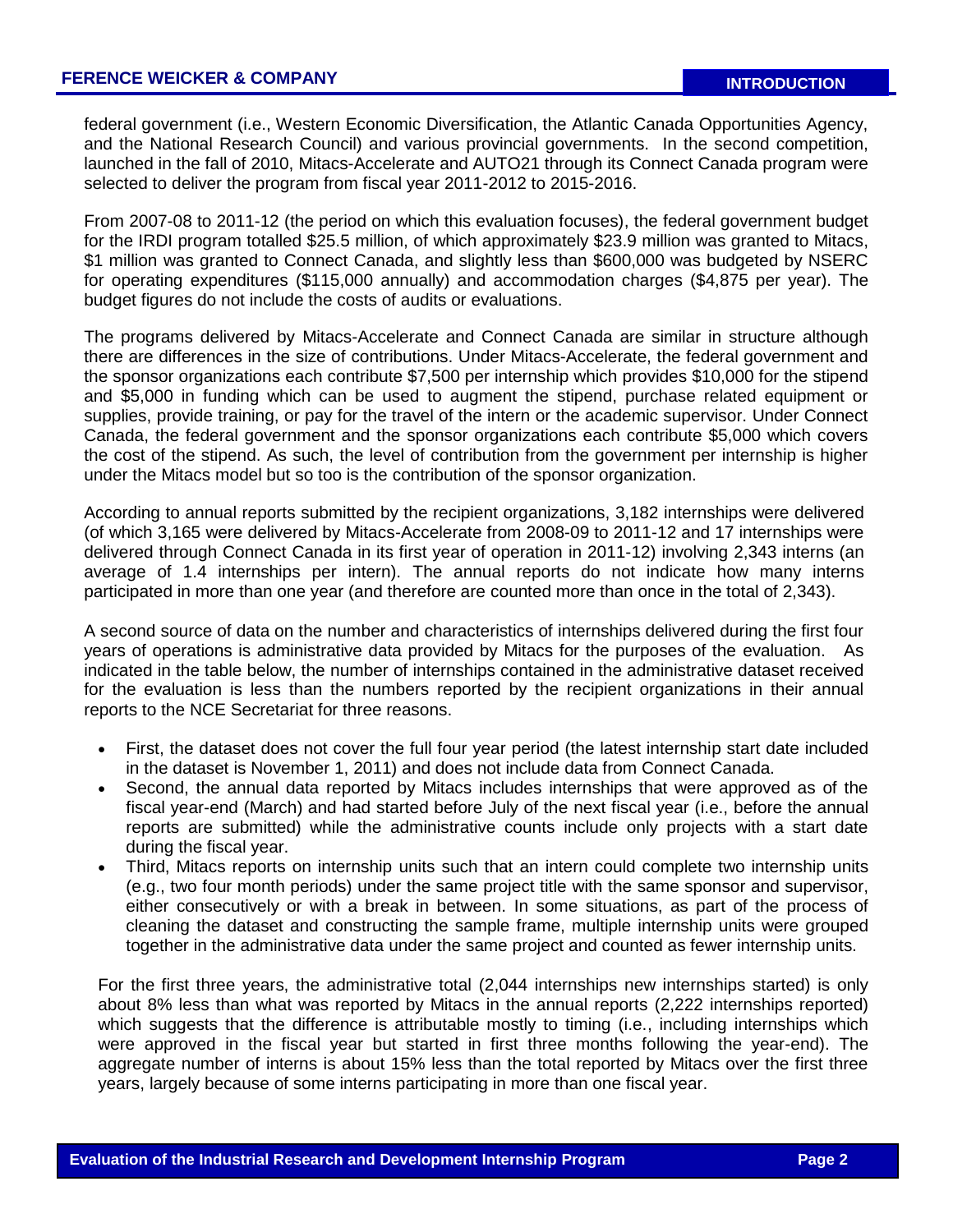federal government (i.e., Western Economic Diversification, the Atlantic Canada Opportunities Agency, and the National Research Council) and various provincial governments. In the second competition, launched in the fall of 2010, Mitacs-Accelerate and AUTO21 through its Connect Canada program were selected to deliver the program from fiscal year 2011-2012 to 2015-2016.

From 2007-08 to 2011-12 (the period on which this evaluation focuses), the federal government budget for the IRDI program totalled $25.5 million, of which approximately $23.9 million was granted to Mitacs, $1 million was granted to Connect Canada, and slightly less than $600,000 was budgeted by NSERC for operating expenditures ($115,000 annually) and accommodation charges ($4,875 per year). The budget figures do not include the costs of audits or evaluations.

The programs delivered by Mitacs-Accelerate and Connect Canada are similar in structure although there are differences in the size of contributions. Under Mitacs-Accelerate, the federal government and the sponsor organizations each contribute $7,500 per internship which provides $10,000 for the stipend and $5,000 in funding which can be used to augment the stipend, purchase related equipment or supplies, provide training, or pay for the travel of the intern or the academic supervisor. Under Connect Canada, the federal government and the sponsor organizations each contribute $5,000 which covers the cost of the stipend. As such, the level of contribution from the government per internship is higher under the Mitacs model but so too is the contribution of the sponsor organization.

According to annual reports submitted by the recipient organizations, 3,182 internships were delivered (of which 3,165 were delivered by Mitacs-Accelerate from 2008-09 to 2011-12 and 17 internships were delivered through Connect Canada in its first year of operation in 2011-12) involving 2,343 interns (an average of 1.4 internships per intern). The annual reports do not indicate how many interns participated in more than one year (and therefore are counted more than once in the total of 2,343).

A second source of data on the number and characteristics of internships delivered during the first four years of operations is administrative data provided by Mitacs for the purposes of the evaluation. As indicated in the table below, the number of internships contained in the administrative dataset received for the evaluation is less than the numbers reported by the recipient organizations in their annual reports to the NCE Secretariat for three reasons.

- First, the dataset does not cover the full four year period (the latest internship start date included in the dataset is November 1, 2011) and does not include data from Connect Canada.
- Second, the annual data reported by Mitacs includes internships that were approved as of the fiscal year-end (March) and had started before July of the next fiscal year (i.e., before the annual reports are submitted) while the administrative counts include only projects with a start date during the fiscal year.
- Third, Mitacs reports on internship units such that an intern could complete two internship units (e.g., two four month periods) under the same project title with the same sponsor and supervisor, either consecutively or with a break in between. In some situations, as part of the process of cleaning the dataset and constructing the sample frame, multiple internship units were grouped together in the administrative data under the same project and counted as fewer internship units.

For the first three years, the administrative total (2,044 internships new internships started) is only about 8% less than what was reported by Mitacs in the annual reports (2,222 internships reported) which suggests that the difference is attributable mostly to timing (i.e., including internships which were approved in the fiscal year but started in first three months following the year-end). The aggregate number of interns is about 15% less than the total reported by Mitacs over the first three years, largely because of some interns participating in more than one fiscal year.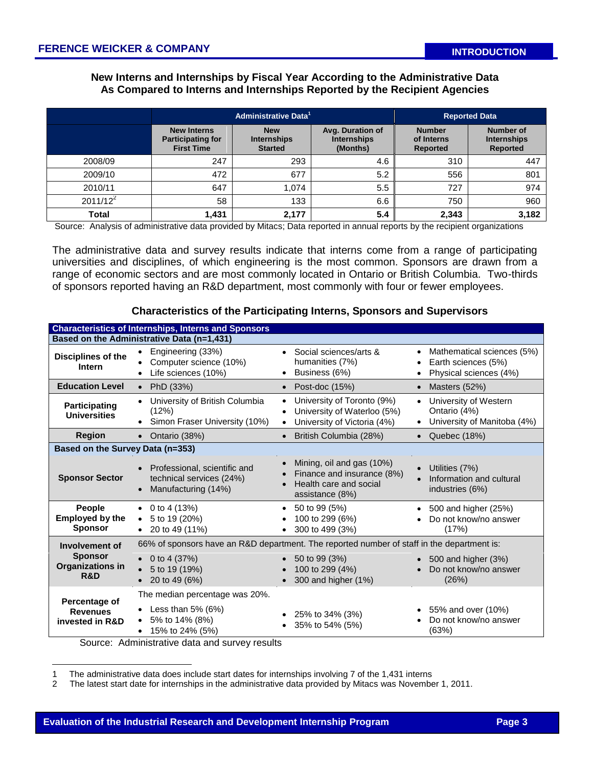**New Interns and Internships by Fiscal Year According to the Administrative Data As Compared to Interns and Internships Reported by the Recipient Agencies**

| | Administrative Data[1] | | | Reported Data | |
|---|---|---|---|---|---|
| | New Interns Participating for First Time | New Internships Started | Avg. Duration of Internships (Months) | Number of Interns Reported | Number of Internships Reported |
| 2008/09 | 247 | 293 | 4.6 | 310 | 447 |
| 2009/10 | 472 | 677 | 5.2 | 556 | 801 |
| 2010/11 | 647 | 1,074 | 5.5 | 727 | 974 |
| 2011/12[2] | 58 | 133 | 6.6 | 750 | 960 |
| **Total** | **1,431** | **2,177** | **5.4** | **2,343** | **3,182** |

Source: Analysis of administrative data provided by Mitacs; Data reported in annual reports by the recipient organizations

The administrative data and survey results indicate that interns come from a range of participating universities and disciplines, of which engineering is the most common. Sponsors are drawn from a range of economic sectors and are most commonly located in Ontario or British Columbia. Two-thirds of sponsors reported having an R&D department, most commonly with four or fewer employees.

**Characteristics of the Participating Interns, Sponsors and Supervisors**

| Characteristics of Internships, Interns and Sponsors | | | |
|---|---|---|---|
| **Based on the Administrative Data (n=1,431)** | | | |
| **Disciplines of the Intern** | • Engineering (33%)<br>• Computer science (10%)<br>• Life sciences (10%) | • Social sciences/arts & humanities (7%)<br>• Business (6%) | • Mathematical sciences (5%)<br>• Earth sciences (5%)<br>• Physical sciences (4%) |
| **Education Level** | • PhD (33%) | • Post-doc (15%) | • Masters (52%) |
| **Participating Universities** | • University of British Columbia (12%)<br>• Simon Fraser University (10%) | • University of Toronto (9%)<br>• University of Waterloo (5%)<br>• University of Victoria (4%) | • University of Western Ontario (4%)<br>• University of Manitoba (4%) |
| **Region** | • Ontario (38%) | • British Columbia (28%) | • Quebec (18%) |
| **Based on the Survey Data (n=353)** | | | |
| **Sponsor Sector** | • Professional, scientific and technical services (24%)<br>• Manufacturing (14%) | • Mining, oil and gas (10%)<br>• Finance and insurance (8%)<br>• Health care and social assistance (8%) | • Utilities (7%)<br>• Information and cultural industries (6%) |
| **People Employed by the Sponsor** | • 0 to 4 (13%)<br>• 5 to 19 (20%)<br>• 20 to 49 (11%) | • 50 to 99 (5%)<br>• 100 to 299 (6%)<br>• 300 to 499 (3%) | • 500 and higher (25%)<br>• Do not know/no answer (17%) |
| **Involvement of Sponsor Organizations in R&D** | 66% of sponsors have an R&D department. The reported number of staff in the department is:<br>• 0 to 4 (37%)<br>• 5 to 19 (19%)<br>• 20 to 49 (6%) | • 50 to 99 (3%)<br>• 100 to 299 (4%)<br>• 300 and higher (1%) | • 500 and higher (3%)<br>• Do not know/no answer (26%) |
| **Percentage of Revenues invested in R&D** | The median percentage was 20%.<br>• Less than 5% (6%)<br>• 5% to 14% (8%)<br>• 15% to 24% (5%) | • 25% to 34% (3%)<br>• 35% to 54% (5%) | • 55% and over (10%)<br>• Do not know/no answer (63%) |

Source: Administrative data and survey results

1 The administrative data does include start dates for internships involving 7 of the 1,431 interns

2 The latest start date for internships in the administrative data provided by Mitacs was November 1, 2011.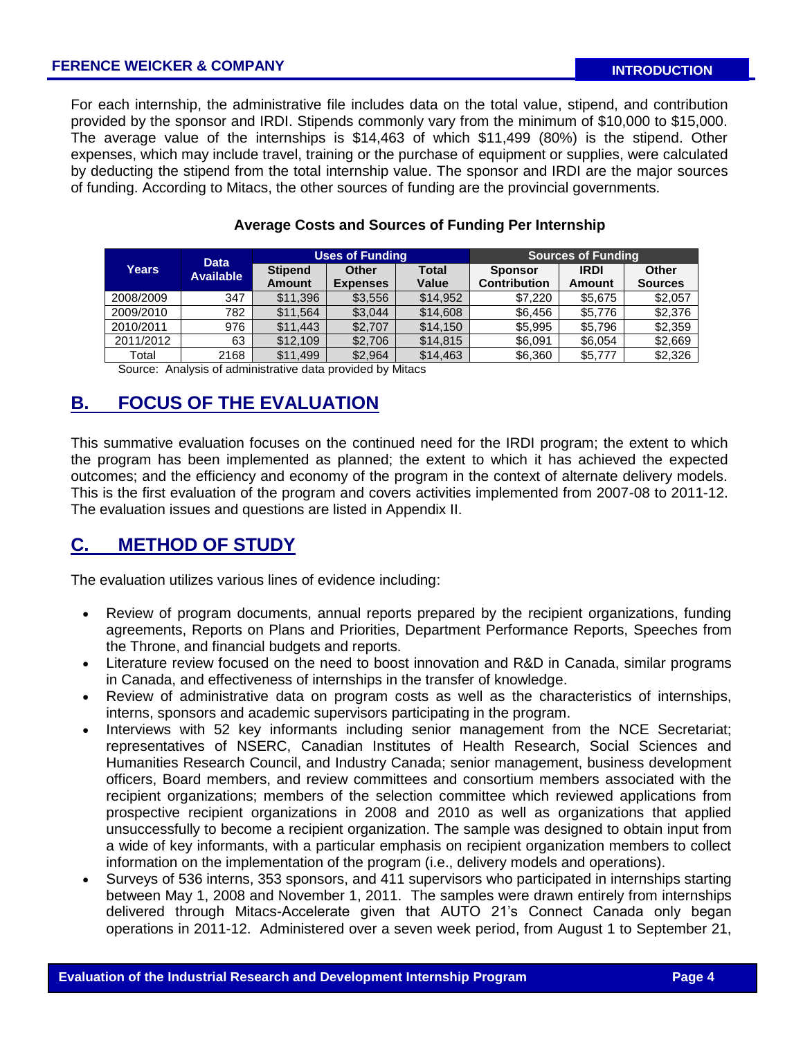For each internship, the administrative file includes data on the total value, stipend, and contribution provided by the sponsor and IRDI. Stipends commonly vary from the minimum of $10,000 to $15,000. The average value of the internships is $14,463 of which $11,499 (80%) is the stipend. Other expenses, which may include travel, training or the purchase of equipment or supplies, were calculated by deducting the stipend from the total internship value. The sponsor and IRDI are the major sources of funding. According to Mitacs, the other sources of funding are the provincial governments.

**Average Costs and Sources of Funding Per Internship**

| Years | Data Available | Uses of Funding | | | Sources of Funding | | |
|---|---|---|---|---|---|---|---|
| | | Stipend Amount | Other Expenses | Total Value | Sponsor Contribution | IRDI Amount | Other Sources |
| 2008/2009 | 347 | $11,396 | $3,556 | $14,952 | $7,220 | $5,675 | $2,057 |
| 2009/2010 | 782 | $11,564 | $3,044 | $14,608 | $6,456 | $5,776 | $2,376 |
| 2010/2011 | 976 | $11,443 | $2,707 | $14,150 | $5,995 | $5,796 | $2,359 |
| 2011/2012 | 63 | $12,109 | $2,706 | $14,815 | $6,091 | $6,054 | $2,669 |
| Total | 2168 | $11,499 | $2,964 | $14,463 | $6,360 | $5,777 | $2,326 |

Source: Analysis of administrative data provided by Mitacs

## B. FOCUS OF THE EVALUATION

This summative evaluation focuses on the continued need for the IRDI program; the extent to which the program has been implemented as planned; the extent to which it has achieved the expected outcomes; and the efficiency and economy of the program in the context of alternate delivery models. This is the first evaluation of the program and covers activities implemented from 2007-08 to 2011-12. The evaluation issues and questions are listed in Appendix II.

## C. METHOD OF STUDY

The evaluation utilizes various lines of evidence including:

- Review of program documents, annual reports prepared by the recipient organizations, funding agreements, Reports on Plans and Priorities, Department Performance Reports, Speeches from the Throne, and financial budgets and reports.
- Literature review focused on the need to boost innovation and R&D in Canada, similar programs in Canada, and effectiveness of internships in the transfer of knowledge.
- Review of administrative data on program costs as well as the characteristics of internships, interns, sponsors and academic supervisors participating in the program.
- Interviews with 52 key informants including senior management from the NCE Secretariat; representatives of NSERC, Canadian Institutes of Health Research, Social Sciences and Humanities Research Council, and Industry Canada; senior management, business development officers, Board members, and review committees and consortium members associated with the recipient organizations; members of the selection committee which reviewed applications from prospective recipient organizations in 2008 and 2010 as well as organizations that applied unsuccessfully to become a recipient organization. The sample was designed to obtain input from a wide of key informants, with a particular emphasis on recipient organization members to collect information on the implementation of the program (i.e., delivery models and operations).
- Surveys of 536 interns, 353 sponsors, and 411 supervisors who participated in internships starting between May 1, 2008 and November 1, 2011. The samples were drawn entirely from internships delivered through Mitacs-Accelerate given that AUTO 21's Connect Canada only began operations in 2011-12. Administered over a seven week period, from August 1 to September 21,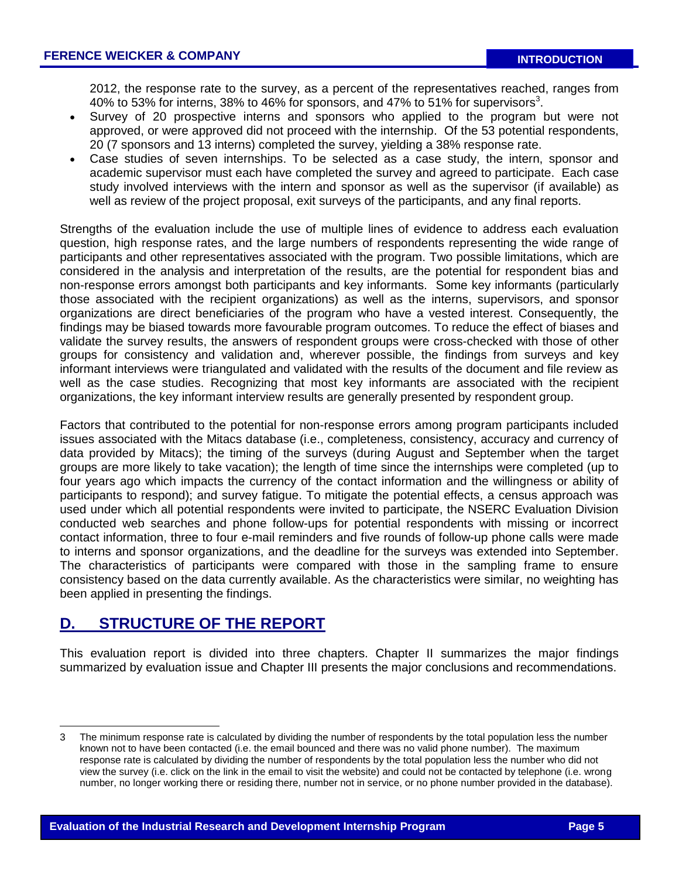2012, the response rate to the survey, as a percent of the representatives reached, ranges from 40% to 53% for interns, 38% to 46% for sponsors, and 47% to 51% for supervisors[3].

- Survey of 20 prospective interns and sponsors who applied to the program but were not approved, or were approved did not proceed with the internship. Of the 53 potential respondents, 20 (7 sponsors and 13 interns) completed the survey, yielding a 38% response rate.
- Case studies of seven internships. To be selected as a case study, the intern, sponsor and academic supervisor must each have completed the survey and agreed to participate. Each case study involved interviews with the intern and sponsor as well as the supervisor (if available) as well as review of the project proposal, exit surveys of the participants, and any final reports.

Strengths of the evaluation include the use of multiple lines of evidence to address each evaluation question, high response rates, and the large numbers of respondents representing the wide range of participants and other representatives associated with the program. Two possible limitations, which are considered in the analysis and interpretation of the results, are the potential for respondent bias and non-response errors amongst both participants and key informants. Some key informants (particularly those associated with the recipient organizations) as well as the interns, supervisors, and sponsor organizations are direct beneficiaries of the program who have a vested interest. Consequently, the findings may be biased towards more favourable program outcomes. To reduce the effect of biases and validate the survey results, the answers of respondent groups were cross-checked with those of other groups for consistency and validation and, wherever possible, the findings from surveys and key informant interviews were triangulated and validated with the results of the document and file review as well as the case studies. Recognizing that most key informants are associated with the recipient organizations, the key informant interview results are generally presented by respondent group.

Factors that contributed to the potential for non-response errors among program participants included issues associated with the Mitacs database (i.e., completeness, consistency, accuracy and currency of data provided by Mitacs); the timing of the surveys (during August and September when the target groups are more likely to take vacation); the length of time since the internships were completed (up to four years ago which impacts the currency of the contact information and the willingness or ability of participants to respond); and survey fatigue. To mitigate the potential effects, a census approach was used under which all potential respondents were invited to participate, the NSERC Evaluation Division conducted web searches and phone follow-ups for potential respondents with missing or incorrect contact information, three to four e-mail reminders and five rounds of follow-up phone calls were made to interns and sponsor organizations, and the deadline for the surveys was extended into September. The characteristics of participants were compared with those in the sampling frame to ensure consistency based on the data currently available. As the characteristics were similar, no weighting has been applied in presenting the findings.

## D. STRUCTURE OF THE REPORT

This evaluation report is divided into three chapters. Chapter II summarizes the major findings summarized by evaluation issue and Chapter III presents the major conclusions and recommendations.

---

3 The minimum response rate is calculated by dividing the number of respondents by the total population less the number known not to have been contacted (i.e. the email bounced and there was no valid phone number). The maximum response rate is calculated by dividing the number of respondents by the total population less the number who did not view the survey (i.e. click on the link in the email to visit the website) and could not be contacted by telephone (i.e. wrong number, no longer working there or residing there, number not in service, or no phone number provided in the database).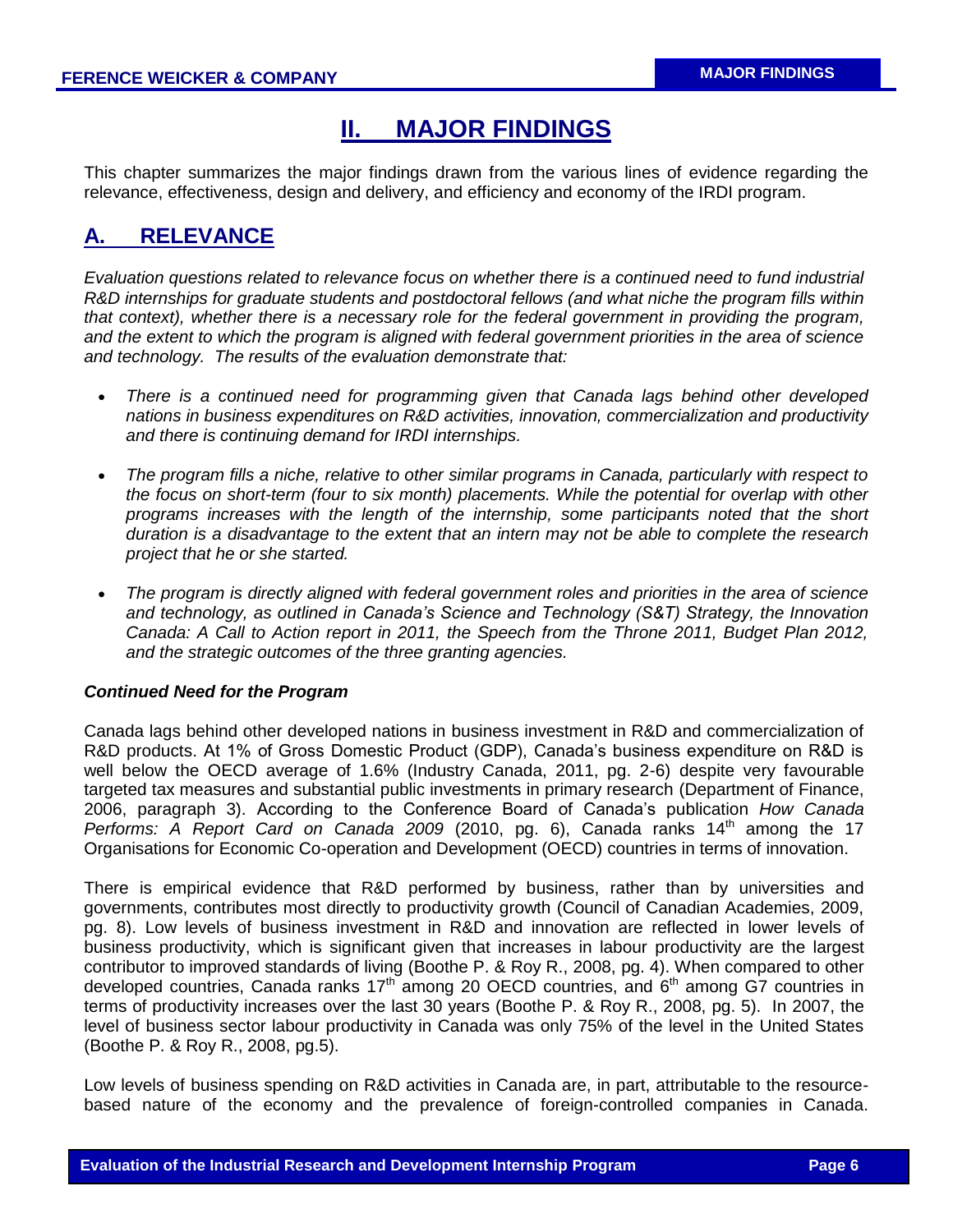# II. MAJOR FINDINGS

This chapter summarizes the major findings drawn from the various lines of evidence regarding the relevance, effectiveness, design and delivery, and efficiency and economy of the IRDI program.

## A. RELEVANCE

*Evaluation questions related to relevance focus on whether there is a continued need to fund industrial R&D internships for graduate students and postdoctoral fellows (and what niche the program fills within that context), whether there is a necessary role for the federal government in providing the program, and the extent to which the program is aligned with federal government priorities in the area of science and technology. The results of the evaluation demonstrate that:*

- *There is a continued need for programming given that Canada lags behind other developed nations in business expenditures on R&D activities, innovation, commercialization and productivity and there is continuing demand for IRDI internships.*
- *The program fills a niche, relative to other similar programs in Canada, particularly with respect to the focus on short-term (four to six month) placements. While the potential for overlap with other programs increases with the length of the internship, some participants noted that the short duration is a disadvantage to the extent that an intern may not be able to complete the research project that he or she started.*
- *The program is directly aligned with federal government roles and priorities in the area of science and technology, as outlined in Canada's Science and Technology (S&T) Strategy, the Innovation Canada: A Call to Action report in 2011, the Speech from the Throne 2011, Budget Plan 2012, and the strategic outcomes of the three granting agencies.*

### *Continued Need for the Program*

Canada lags behind other developed nations in business investment in R&D and commercialization of R&D products. At 1% of Gross Domestic Product (GDP), Canada's business expenditure on R&D is well below the OECD average of 1.6% (Industry Canada, 2011, pg. 2-6) despite very favourable targeted tax measures and substantial public investments in primary research (Department of Finance, 2006, paragraph 3). According to the Conference Board of Canada's publication *How Canada Performs: A Report Card on Canada 2009* (2010, pg. 6), Canada ranks 14th among the 17 Organisations for Economic Co-operation and Development (OECD) countries in terms of innovation.

There is empirical evidence that R&D performed by business, rather than by universities and governments, contributes most directly to productivity growth (Council of Canadian Academies, 2009, pg. 8). Low levels of business investment in R&D and innovation are reflected in lower levels of business productivity, which is significant given that increases in labour productivity are the largest contributor to improved standards of living (Boothe P. & Roy R., 2008, pg. 4). When compared to other developed countries, Canada ranks 17th among 20 OECD countries, and 6th among G7 countries in terms of productivity increases over the last 30 years (Boothe P. & Roy R., 2008, pg. 5). In 2007, the level of business sector labour productivity in Canada was only 75% of the level in the United States (Boothe P. & Roy R., 2008, pg.5).

Low levels of business spending on R&D activities in Canada are, in part, attributable to the resource-based nature of the economy and the prevalence of foreign-controlled companies in Canada.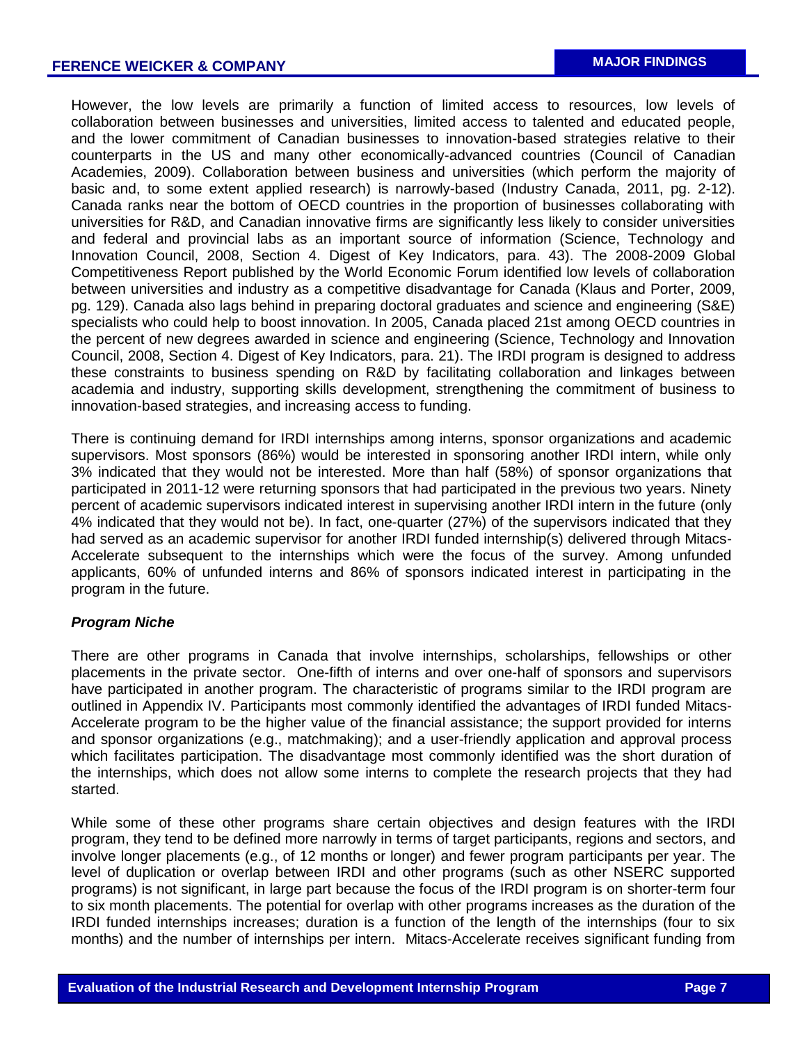However, the low levels are primarily a function of limited access to resources, low levels of collaboration between businesses and universities, limited access to talented and educated people, and the lower commitment of Canadian businesses to innovation-based strategies relative to their counterparts in the US and many other economically-advanced countries (Council of Canadian Academies, 2009). Collaboration between business and universities (which perform the majority of basic and, to some extent applied research) is narrowly-based (Industry Canada, 2011, pg. 2-12). Canada ranks near the bottom of OECD countries in the proportion of businesses collaborating with universities for R&D, and Canadian innovative firms are significantly less likely to consider universities and federal and provincial labs as an important source of information (Science, Technology and Innovation Council, 2008, Section 4. Digest of Key Indicators, para. 43). The 2008-2009 Global Competitiveness Report published by the World Economic Forum identified low levels of collaboration between universities and industry as a competitive disadvantage for Canada (Klaus and Porter, 2009, pg. 129). Canada also lags behind in preparing doctoral graduates and science and engineering (S&E) specialists who could help to boost innovation. In 2005, Canada placed 21st among OECD countries in the percent of new degrees awarded in science and engineering (Science, Technology and Innovation Council, 2008, Section 4. Digest of Key Indicators, para. 21). The IRDI program is designed to address these constraints to business spending on R&D by facilitating collaboration and linkages between academia and industry, supporting skills development, strengthening the commitment of business to innovation-based strategies, and increasing access to funding.

There is continuing demand for IRDI internships among interns, sponsor organizations and academic supervisors. Most sponsors (86%) would be interested in sponsoring another IRDI intern, while only 3% indicated that they would not be interested. More than half (58%) of sponsor organizations that participated in 2011-12 were returning sponsors that had participated in the previous two years. Ninety percent of academic supervisors indicated interest in supervising another IRDI intern in the future (only 4% indicated that they would not be). In fact, one-quarter (27%) of the supervisors indicated that they had served as an academic supervisor for another IRDI funded internship(s) delivered through Mitacs-Accelerate subsequent to the internships which were the focus of the survey. Among unfunded applicants, 60% of unfunded interns and 86% of sponsors indicated interest in participating in the program in the future.

***Program Niche***

There are other programs in Canada that involve internships, scholarships, fellowships or other placements in the private sector. One-fifth of interns and over one-half of sponsors and supervisors have participated in another program. The characteristic of programs similar to the IRDI program are outlined in Appendix IV. Participants most commonly identified the advantages of IRDI funded Mitacs-Accelerate program to be the higher value of the financial assistance; the support provided for interns and sponsor organizations (e.g., matchmaking); and a user-friendly application and approval process which facilitates participation. The disadvantage most commonly identified was the short duration of the internships, which does not allow some interns to complete the research projects that they had started.

While some of these other programs share certain objectives and design features with the IRDI program, they tend to be defined more narrowly in terms of target participants, regions and sectors, and involve longer placements (e.g., of 12 months or longer) and fewer program participants per year. The level of duplication or overlap between IRDI and other programs (such as other NSERC supported programs) is not significant, in large part because the focus of the IRDI program is on shorter-term four to six month placements. The potential for overlap with other programs increases as the duration of the IRDI funded internships increases; duration is a function of the length of the internships (four to six months) and the number of internships per intern. Mitacs-Accelerate receives significant funding from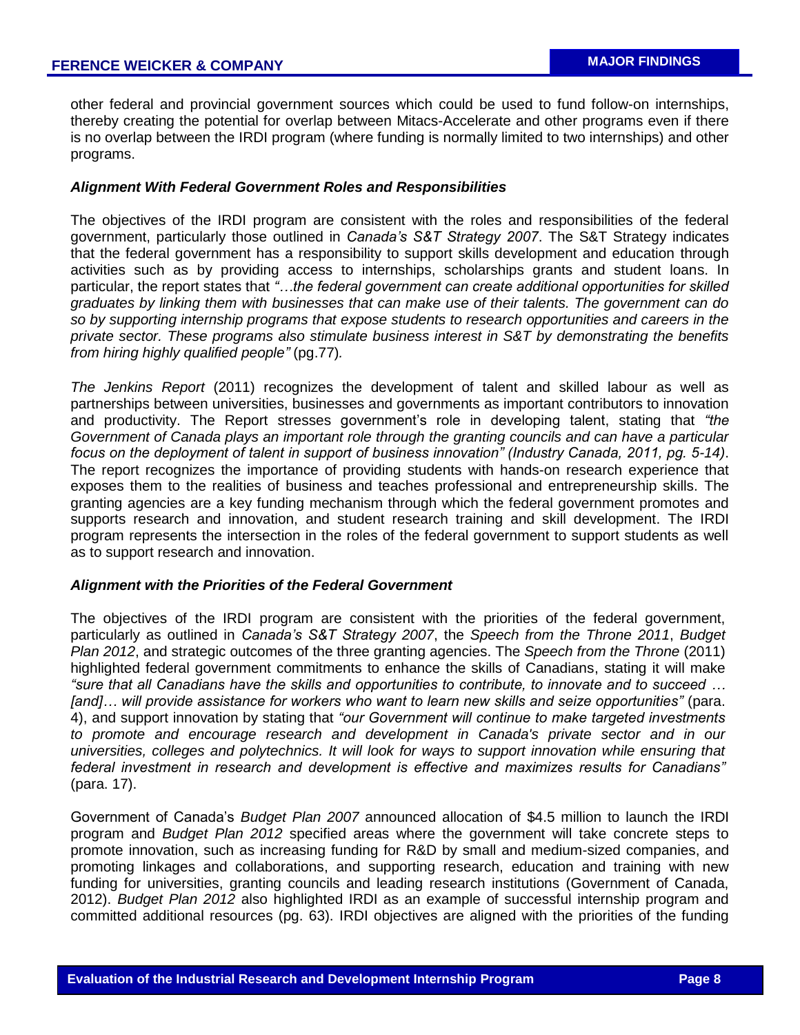other federal and provincial government sources which could be used to fund follow-on internships, thereby creating the potential for overlap between Mitacs-Accelerate and other programs even if there is no overlap between the IRDI program (where funding is normally limited to two internships) and other programs.

### *Alignment With Federal Government Roles and Responsibilities*

The objectives of the IRDI program are consistent with the roles and responsibilities of the federal government, particularly those outlined in *Canada's S&T Strategy 2007*. The S&T Strategy indicates that the federal government has a responsibility to support skills development and education through activities such as by providing access to internships, scholarships grants and student loans. In particular, the report states that *"…the federal government can create additional opportunities for skilled graduates by linking them with businesses that can make use of their talents. The government can do so by supporting internship programs that expose students to research opportunities and careers in the private sector. These programs also stimulate business interest in S&T by demonstrating the benefits from hiring highly qualified people"* (pg.77)*.*

*The Jenkins Report* (2011) recognizes the development of talent and skilled labour as well as partnerships between universities, businesses and governments as important contributors to innovation and productivity. The Report stresses government's role in developing talent, stating that *"the Government of Canada plays an important role through the granting councils and can have a particular focus on the deployment of talent in support of business innovation" (Industry Canada, 2011, pg. 5-14)*. The report recognizes the importance of providing students with hands-on research experience that exposes them to the realities of business and teaches professional and entrepreneurship skills. The granting agencies are a key funding mechanism through which the federal government promotes and supports research and innovation, and student research training and skill development. The IRDI program represents the intersection in the roles of the federal government to support students as well as to support research and innovation.

### *Alignment with the Priorities of the Federal Government*

The objectives of the IRDI program are consistent with the priorities of the federal government, particularly as outlined in *Canada's S&T Strategy 2007*, the *Speech from the Throne 2011*, *Budget Plan 2012*, and strategic outcomes of the three granting agencies. The *Speech from the Throne* (2011) highlighted federal government commitments to enhance the skills of Canadians, stating it will make *"sure that all Canadians have the skills and opportunities to contribute, to innovate and to succeed … [and]… will provide assistance for workers who want to learn new skills and seize opportunities"* (para. 4), and support innovation by stating that *"our Government will continue to make targeted investments to promote and encourage research and development in Canada's private sector and in our universities, colleges and polytechnics. It will look for ways to support innovation while ensuring that federal investment in research and development is effective and maximizes results for Canadians"* (para. 17).

Government of Canada's *Budget Plan 2007* announced allocation of $4.5 million to launch the IRDI program and *Budget Plan 2012* specified areas where the government will take concrete steps to promote innovation, such as increasing funding for R&D by small and medium-sized companies, and promoting linkages and collaborations, and supporting research, education and training with new funding for universities, granting councils and leading research institutions (Government of Canada, 2012). *Budget Plan 2012* also highlighted IRDI as an example of successful internship program and committed additional resources (pg. 63). IRDI objectives are aligned with the priorities of the funding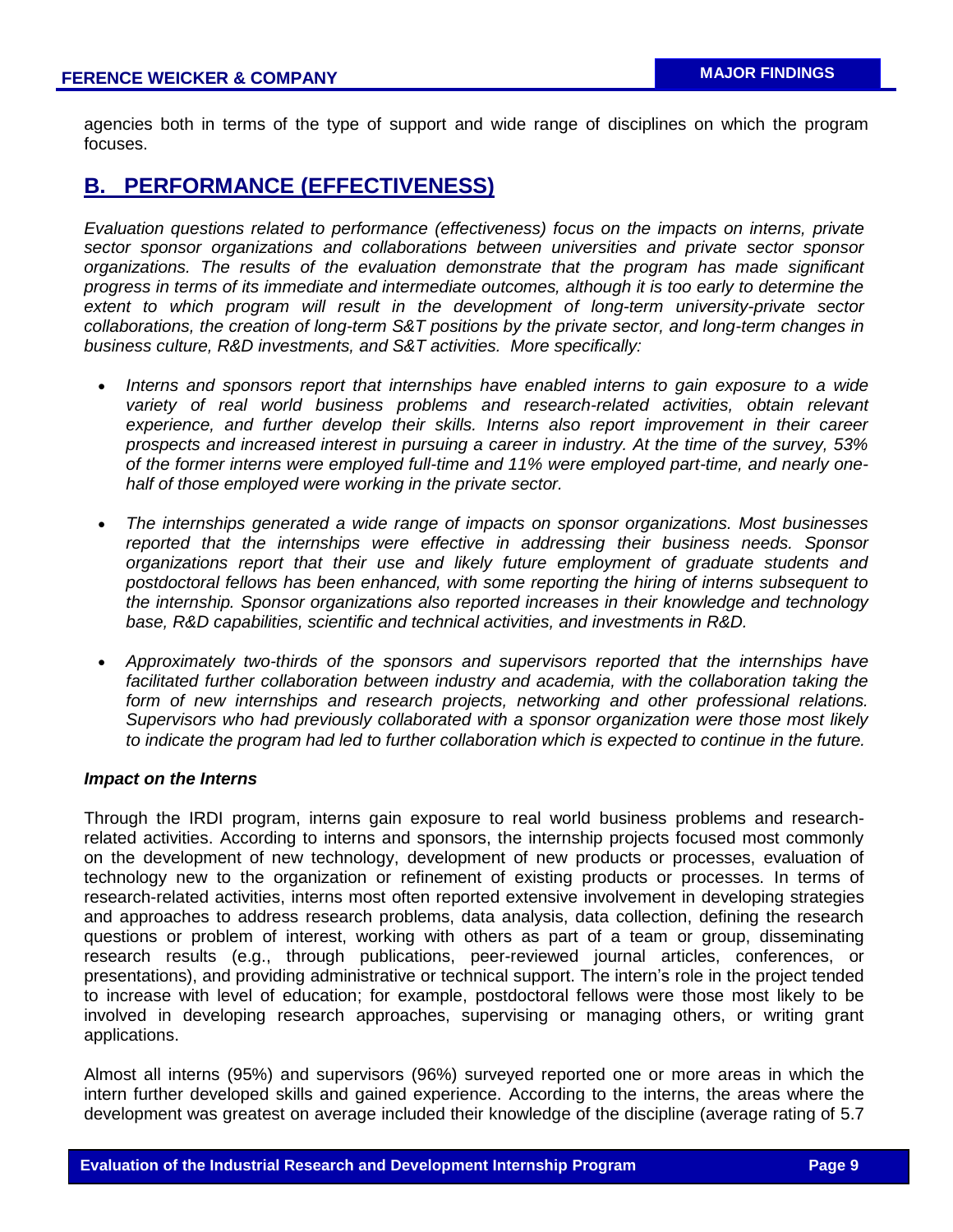agencies both in terms of the type of support and wide range of disciplines on which the program focuses.

## B. PERFORMANCE (EFFECTIVENESS)

*Evaluation questions related to performance (effectiveness) focus on the impacts on interns, private sector sponsor organizations and collaborations between universities and private sector sponsor organizations. The results of the evaluation demonstrate that the program has made significant progress in terms of its immediate and intermediate outcomes, although it is too early to determine the extent to which program will result in the development of long-term university-private sector collaborations, the creation of long-term S&T positions by the private sector, and long-term changes in business culture, R&D investments, and S&T activities. More specifically:*

- *Interns and sponsors report that internships have enabled interns to gain exposure to a wide variety of real world business problems and research-related activities, obtain relevant experience, and further develop their skills. Interns also report improvement in their career prospects and increased interest in pursuing a career in industry. At the time of the survey, 53% of the former interns were employed full-time and 11% were employed part-time, and nearly one-half of those employed were working in the private sector.*
- *The internships generated a wide range of impacts on sponsor organizations. Most businesses reported that the internships were effective in addressing their business needs. Sponsor organizations report that their use and likely future employment of graduate students and postdoctoral fellows has been enhanced, with some reporting the hiring of interns subsequent to the internship. Sponsor organizations also reported increases in their knowledge and technology base, R&D capabilities, scientific and technical activities, and investments in R&D.*
- *Approximately two-thirds of the sponsors and supervisors reported that the internships have facilitated further collaboration between industry and academia, with the collaboration taking the form of new internships and research projects, networking and other professional relations. Supervisors who had previously collaborated with a sponsor organization were those most likely to indicate the program had led to further collaboration which is expected to continue in the future.*

***Impact on the Interns***

Through the IRDI program, interns gain exposure to real world business problems and research-related activities. According to interns and sponsors, the internship projects focused most commonly on the development of new technology, development of new products or processes, evaluation of technology new to the organization or refinement of existing products or processes. In terms of research-related activities, interns most often reported extensive involvement in developing strategies and approaches to address research problems, data analysis, data collection, defining the research questions or problem of interest, working with others as part of a team or group, disseminating research results (e.g., through publications, peer-reviewed journal articles, conferences, or presentations), and providing administrative or technical support. The intern's role in the project tended to increase with level of education; for example, postdoctoral fellows were those most likely to be involved in developing research approaches, supervising or managing others, or writing grant applications.

Almost all interns (95%) and supervisors (96%) surveyed reported one or more areas in which the intern further developed skills and gained experience. According to the interns, the areas where the development was greatest on average included their knowledge of the discipline (average rating of 5.7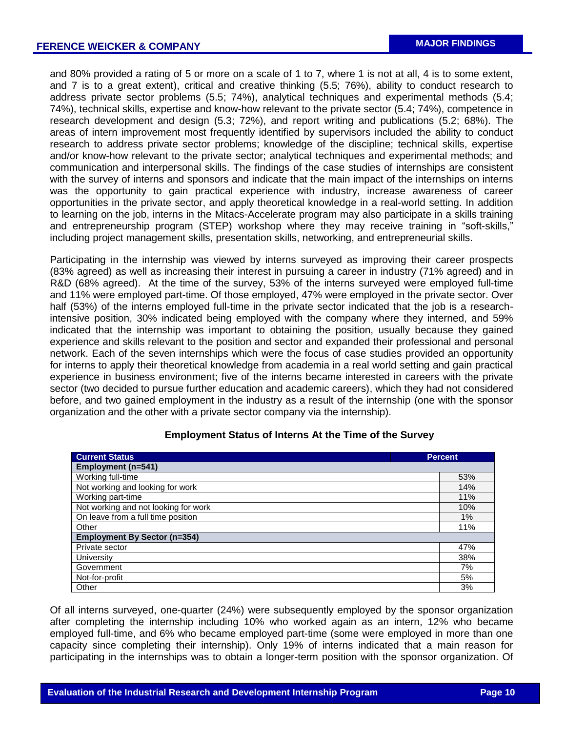and 80% provided a rating of 5 or more on a scale of 1 to 7, where 1 is not at all, 4 is to some extent, and 7 is to a great extent), critical and creative thinking (5.5; 76%), ability to conduct research to address private sector problems (5.5; 74%), analytical techniques and experimental methods (5.4; 74%), technical skills, expertise and know-how relevant to the private sector (5.4; 74%), competence in research development and design (5.3; 72%), and report writing and publications (5.2; 68%). The areas of intern improvement most frequently identified by supervisors included the ability to conduct research to address private sector problems; knowledge of the discipline; technical skills, expertise and/or know-how relevant to the private sector; analytical techniques and experimental methods; and communication and interpersonal skills. The findings of the case studies of internships are consistent with the survey of interns and sponsors and indicate that the main impact of the internships on interns was the opportunity to gain practical experience with industry, increase awareness of career opportunities in the private sector, and apply theoretical knowledge in a real-world setting. In addition to learning on the job, interns in the Mitacs-Accelerate program may also participate in a skills training and entrepreneurship program (STEP) workshop where they may receive training in "soft-skills," including project management skills, presentation skills, networking, and entrepreneurial skills.

Participating in the internship was viewed by interns surveyed as improving their career prospects (83% agreed) as well as increasing their interest in pursuing a career in industry (71% agreed) and in R&D (68% agreed). At the time of the survey, 53% of the interns surveyed were employed full-time and 11% were employed part-time. Of those employed, 47% were employed in the private sector. Over half (53%) of the interns employed full-time in the private sector indicated that the job is a research-intensive position, 30% indicated being employed with the company where they interned, and 59% indicated that the internship was important to obtaining the position, usually because they gained experience and skills relevant to the position and sector and expanded their professional and personal network. Each of the seven internships which were the focus of case studies provided an opportunity for interns to apply their theoretical knowledge from academia in a real world setting and gain practical experience in business environment; five of the interns became interested in careers with the private sector (two decided to pursue further education and academic careers), which they had not considered before, and two gained employment in the industry as a result of the internship (one with the sponsor organization and the other with a private sector company via the internship).

**Employment Status of Interns At the Time of the Survey**

| Current Status | Percent |
|---|---|
| **Employment (n=541)** | |
| Working full-time | 53% |
| Not working and looking for work | 14% |
| Working part-time | 11% |
| Not working and not looking for work | 10% |
| On leave from a full time position | 1% |
| Other | 11% |
| **Employment By Sector (n=354)** | |
| Private sector | 47% |
| University | 38% |
| Government | 7% |
| Not-for-profit | 5% |
| Other | 3% |

Of all interns surveyed, one-quarter (24%) were subsequently employed by the sponsor organization after completing the internship including 10% who worked again as an intern, 12% who became employed full-time, and 6% who became employed part-time (some were employed in more than one capacity since completing their internship). Only 19% of interns indicated that a main reason for participating in the internships was to obtain a longer-term position with the sponsor organization. Of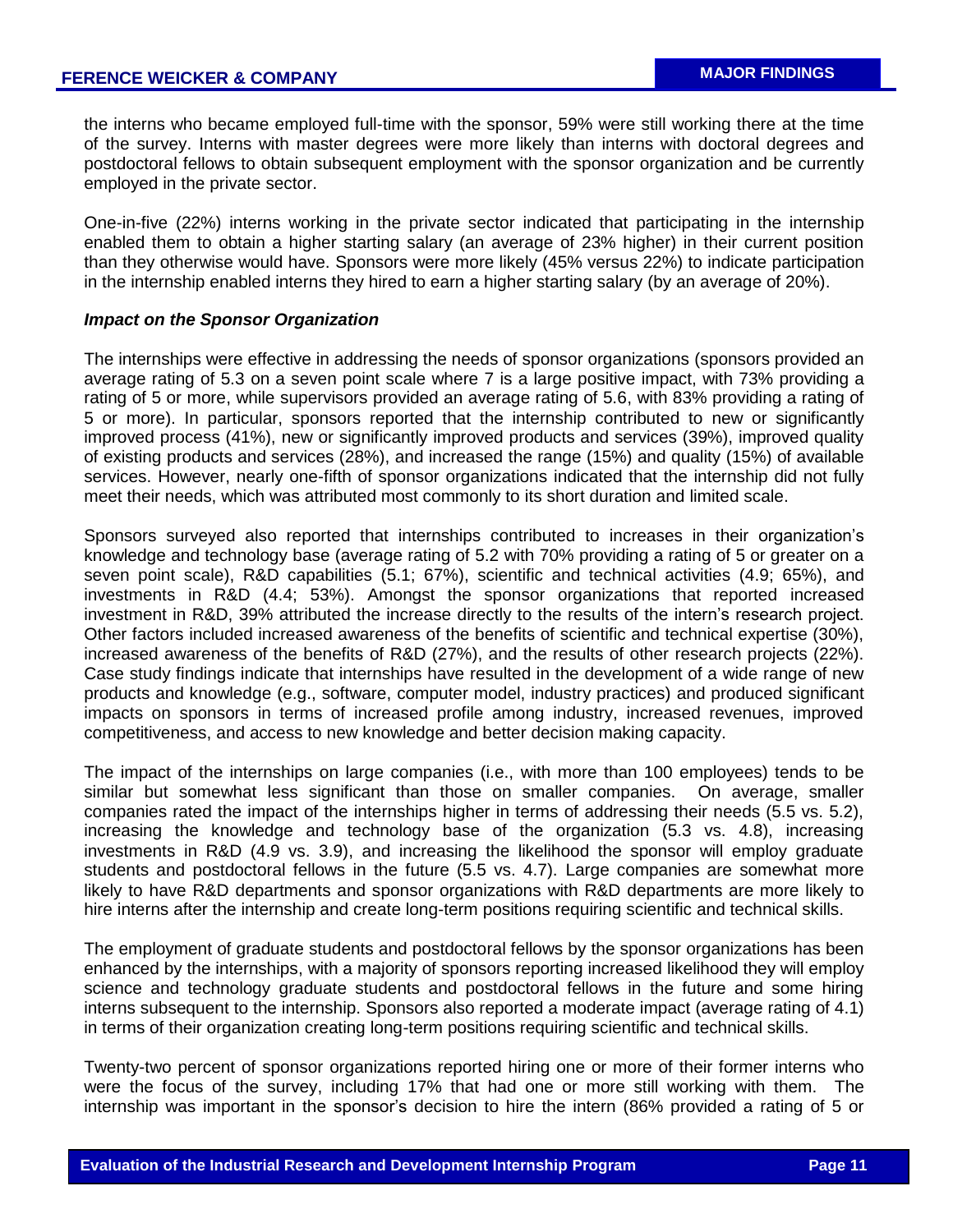the interns who became employed full-time with the sponsor, 59% were still working there at the time of the survey. Interns with master degrees were more likely than interns with doctoral degrees and postdoctoral fellows to obtain subsequent employment with the sponsor organization and be currently employed in the private sector.

One-in-five (22%) interns working in the private sector indicated that participating in the internship enabled them to obtain a higher starting salary (an average of 23% higher) in their current position than they otherwise would have. Sponsors were more likely (45% versus 22%) to indicate participation in the internship enabled interns they hired to earn a higher starting salary (by an average of 20%).

***Impact on the Sponsor Organization***

The internships were effective in addressing the needs of sponsor organizations (sponsors provided an average rating of 5.3 on a seven point scale where 7 is a large positive impact, with 73% providing a rating of 5 or more, while supervisors provided an average rating of 5.6, with 83% providing a rating of 5 or more). In particular, sponsors reported that the internship contributed to new or significantly improved process (41%), new or significantly improved products and services (39%), improved quality of existing products and services (28%), and increased the range (15%) and quality (15%) of available services. However, nearly one-fifth of sponsor organizations indicated that the internship did not fully meet their needs, which was attributed most commonly to its short duration and limited scale.

Sponsors surveyed also reported that internships contributed to increases in their organization's knowledge and technology base (average rating of 5.2 with 70% providing a rating of 5 or greater on a seven point scale), R&D capabilities (5.1; 67%), scientific and technical activities (4.9; 65%), and investments in R&D (4.4; 53%). Amongst the sponsor organizations that reported increased investment in R&D, 39% attributed the increase directly to the results of the intern's research project. Other factors included increased awareness of the benefits of scientific and technical expertise (30%), increased awareness of the benefits of R&D (27%), and the results of other research projects (22%). Case study findings indicate that internships have resulted in the development of a wide range of new products and knowledge (e.g., software, computer model, industry practices) and produced significant impacts on sponsors in terms of increased profile among industry, increased revenues, improved competitiveness, and access to new knowledge and better decision making capacity.

The impact of the internships on large companies (i.e., with more than 100 employees) tends to be similar but somewhat less significant than those on smaller companies. On average, smaller companies rated the impact of the internships higher in terms of addressing their needs (5.5 vs. 5.2), increasing the knowledge and technology base of the organization (5.3 vs. 4.8), increasing investments in R&D (4.9 vs. 3.9), and increasing the likelihood the sponsor will employ graduate students and postdoctoral fellows in the future (5.5 vs. 4.7). Large companies are somewhat more likely to have R&D departments and sponsor organizations with R&D departments are more likely to hire interns after the internship and create long-term positions requiring scientific and technical skills.

The employment of graduate students and postdoctoral fellows by the sponsor organizations has been enhanced by the internships, with a majority of sponsors reporting increased likelihood they will employ science and technology graduate students and postdoctoral fellows in the future and some hiring interns subsequent to the internship. Sponsors also reported a moderate impact (average rating of 4.1) in terms of their organization creating long-term positions requiring scientific and technical skills.

Twenty-two percent of sponsor organizations reported hiring one or more of their former interns who were the focus of the survey, including 17% that had one or more still working with them. The internship was important in the sponsor's decision to hire the intern (86% provided a rating of 5 or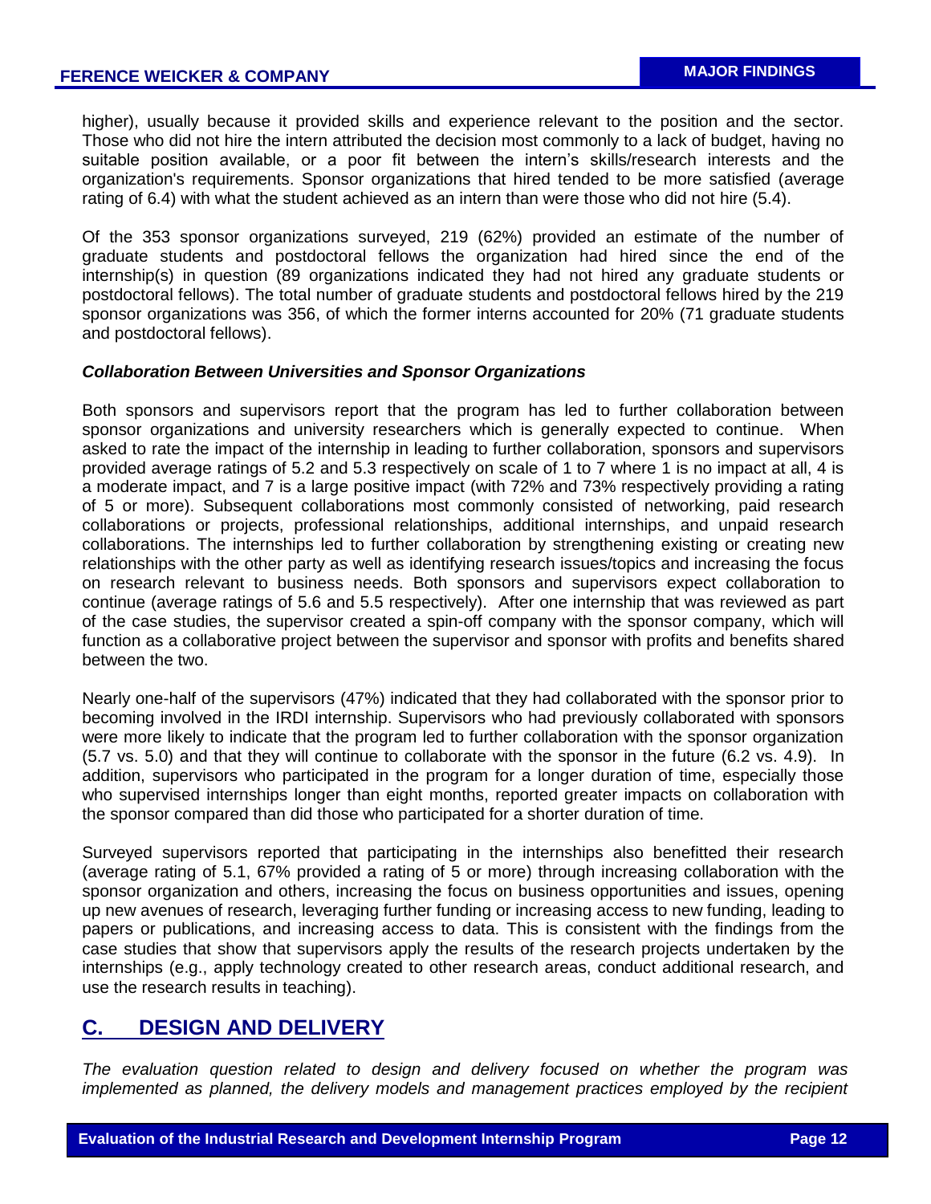higher), usually because it provided skills and experience relevant to the position and the sector. Those who did not hire the intern attributed the decision most commonly to a lack of budget, having no suitable position available, or a poor fit between the intern's skills/research interests and the organization's requirements. Sponsor organizations that hired tended to be more satisfied (average rating of 6.4) with what the student achieved as an intern than were those who did not hire (5.4).

Of the 353 sponsor organizations surveyed, 219 (62%) provided an estimate of the number of graduate students and postdoctoral fellows the organization had hired since the end of the internship(s) in question (89 organizations indicated they had not hired any graduate students or postdoctoral fellows). The total number of graduate students and postdoctoral fellows hired by the 219 sponsor organizations was 356, of which the former interns accounted for 20% (71 graduate students and postdoctoral fellows).

### *Collaboration Between Universities and Sponsor Organizations*

Both sponsors and supervisors report that the program has led to further collaboration between sponsor organizations and university researchers which is generally expected to continue. When asked to rate the impact of the internship in leading to further collaboration, sponsors and supervisors provided average ratings of 5.2 and 5.3 respectively on scale of 1 to 7 where 1 is no impact at all, 4 is a moderate impact, and 7 is a large positive impact (with 72% and 73% respectively providing a rating of 5 or more). Subsequent collaborations most commonly consisted of networking, paid research collaborations or projects, professional relationships, additional internships, and unpaid research collaborations. The internships led to further collaboration by strengthening existing or creating new relationships with the other party as well as identifying research issues/topics and increasing the focus on research relevant to business needs. Both sponsors and supervisors expect collaboration to continue (average ratings of 5.6 and 5.5 respectively). After one internship that was reviewed as part of the case studies, the supervisor created a spin-off company with the sponsor company, which will function as a collaborative project between the supervisor and sponsor with profits and benefits shared between the two.

Nearly one-half of the supervisors (47%) indicated that they had collaborated with the sponsor prior to becoming involved in the IRDI internship. Supervisors who had previously collaborated with sponsors were more likely to indicate that the program led to further collaboration with the sponsor organization (5.7 vs. 5.0) and that they will continue to collaborate with the sponsor in the future (6.2 vs. 4.9). In addition, supervisors who participated in the program for a longer duration of time, especially those who supervised internships longer than eight months, reported greater impacts on collaboration with the sponsor compared than did those who participated for a shorter duration of time.

Surveyed supervisors reported that participating in the internships also benefitted their research (average rating of 5.1, 67% provided a rating of 5 or more) through increasing collaboration with the sponsor organization and others, increasing the focus on business opportunities and issues, opening up new avenues of research, leveraging further funding or increasing access to new funding, leading to papers or publications, and increasing access to data. This is consistent with the findings from the case studies that show that supervisors apply the results of the research projects undertaken by the internships (e.g., apply technology created to other research areas, conduct additional research, and use the research results in teaching).

## C. DESIGN AND DELIVERY

*The evaluation question related to design and delivery focused on whether the program was implemented as planned, the delivery models and management practices employed by the recipient*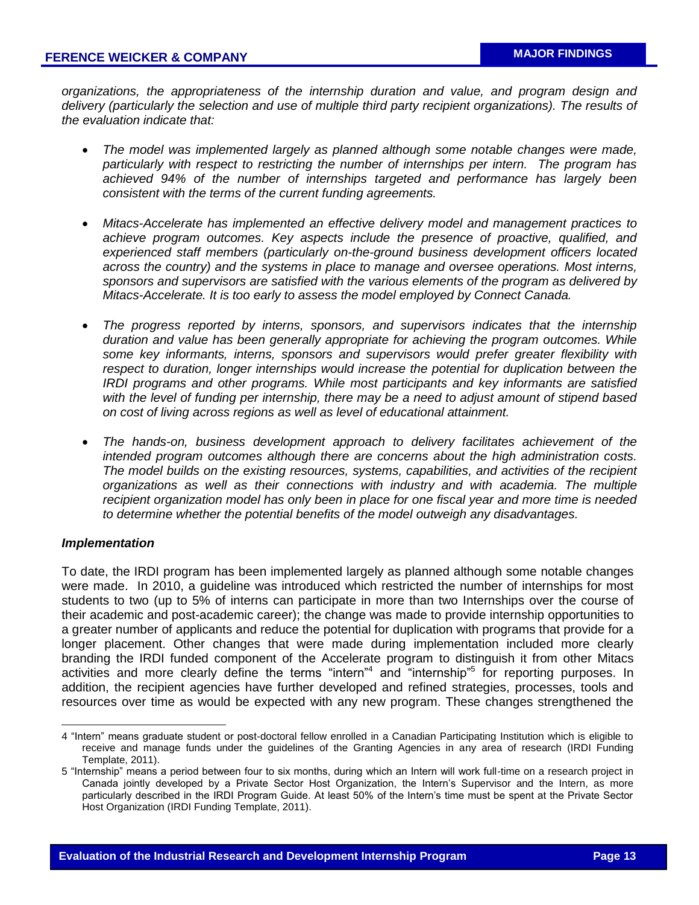*organizations, the appropriateness of the internship duration and value, and program design and delivery (particularly the selection and use of multiple third party recipient organizations). The results of the evaluation indicate that:*

- *The model was implemented largely as planned although some notable changes were made, particularly with respect to restricting the number of internships per intern. The program has achieved 94% of the number of internships targeted and performance has largely been consistent with the terms of the current funding agreements.*

- *Mitacs-Accelerate has implemented an effective delivery model and management practices to achieve program outcomes. Key aspects include the presence of proactive, qualified, and experienced staff members (particularly on-the-ground business development officers located across the country) and the systems in place to manage and oversee operations. Most interns, sponsors and supervisors are satisfied with the various elements of the program as delivered by Mitacs-Accelerate. It is too early to assess the model employed by Connect Canada.*

- *The progress reported by interns, sponsors, and supervisors indicates that the internship duration and value has been generally appropriate for achieving the program outcomes. While some key informants, interns, sponsors and supervisors would prefer greater flexibility with respect to duration, longer internships would increase the potential for duplication between the IRDI programs and other programs. While most participants and key informants are satisfied with the level of funding per internship, there may be a need to adjust amount of stipend based on cost of living across regions as well as level of educational attainment.*

- *The hands-on, business development approach to delivery facilitates achievement of the intended program outcomes although there are concerns about the high administration costs. The model builds on the existing resources, systems, capabilities, and activities of the recipient organizations as well as their connections with industry and with academia. The multiple recipient organization model has only been in place for one fiscal year and more time is needed to determine whether the potential benefits of the model outweigh any disadvantages.*

***Implementation***

To date, the IRDI program has been implemented largely as planned although some notable changes were made. In 2010, a guideline was introduced which restricted the number of internships for most students to two (up to 5% of interns can participate in more than two Internships over the course of their academic and post-academic career); the change was made to provide internship opportunities to a greater number of applicants and reduce the potential for duplication with programs that provide for a longer placement. Other changes that were made during implementation included more clearly branding the IRDI funded component of the Accelerate program to distinguish it from other Mitacs activities and more clearly define the terms "intern"[4] and "internship"[5] for reporting purposes. In addition, the recipient agencies have further developed and refined strategies, processes, tools and resources over time as would be expected with any new program. These changes strengthened the

4 "Intern" means graduate student or post-doctoral fellow enrolled in a Canadian Participating Institution which is eligible to receive and manage funds under the guidelines of the Granting Agencies in any area of research (IRDI Funding Template, 2011).

5 "Internship" means a period between four to six months, during which an Intern will work full-time on a research project in Canada jointly developed by a Private Sector Host Organization, the Intern's Supervisor and the Intern, as more particularly described in the IRDI Program Guide. At least 50% of the Intern's time must be spent at the Private Sector Host Organization (IRDI Funding Template, 2011).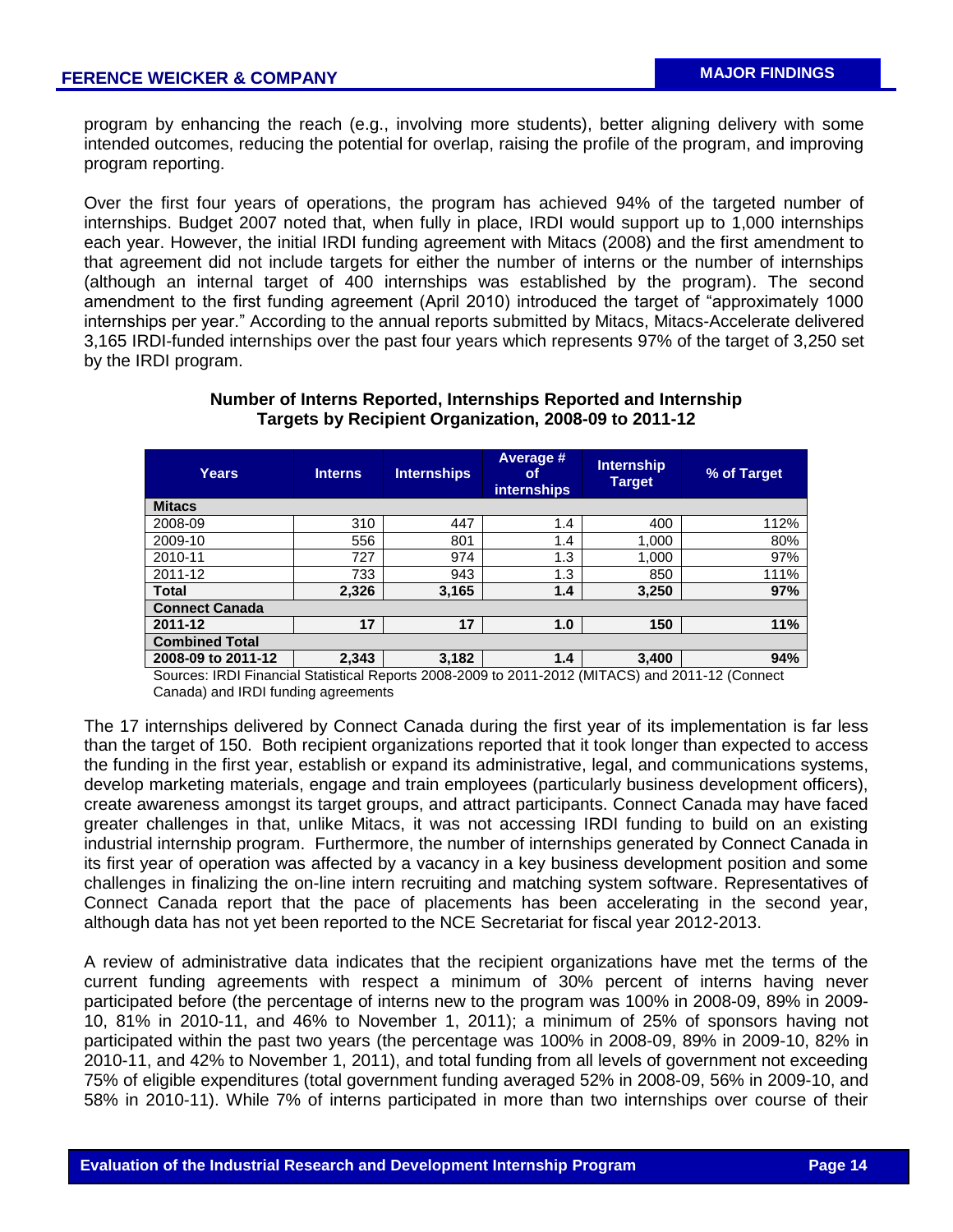program by enhancing the reach (e.g., involving more students), better aligning delivery with some intended outcomes, reducing the potential for overlap, raising the profile of the program, and improving program reporting.

Over the first four years of operations, the program has achieved 94% of the targeted number of internships. Budget 2007 noted that, when fully in place, IRDI would support up to 1,000 internships each year. However, the initial IRDI funding agreement with Mitacs (2008) and the first amendment to that agreement did not include targets for either the number of interns or the number of internships (although an internal target of 400 internships was established by the program). The second amendment to the first funding agreement (April 2010) introduced the target of "approximately 1000 internships per year." According to the annual reports submitted by Mitacs, Mitacs-Accelerate delivered 3,165 IRDI-funded internships over the past four years which represents 97% of the target of 3,250 set by the IRDI program.

**Number of Interns Reported, Internships Reported and Internship Targets by Recipient Organization, 2008-09 to 2011-12**

| Years | Interns | Internships | Average # of internships | Internship Target | % of Target |
|---|---|---|---|---|---|
| **Mitacs** | | | | | |
| 2008-09 | 310 | 447 | 1.4 | 400 | 112% |
| 2009-10 | 556 | 801 | 1.4 | 1,000 | 80% |
| 2010-11 | 727 | 974 | 1.3 | 1,000 | 97% |
| 2011-12 | 733 | 943 | 1.3 | 850 | 111% |
| **Total** | **2,326** | **3,165** | **1.4** | **3,250** | **97%** |
| **Connect Canada** | | | | | |
| **2011-12** | **17** | **17** | **1.0** | **150** | **11%** |
| **Combined Total** | | | | | |
| **2008-09 to 2011-12** | **2,343** | **3,182** | **1.4** | **3,400** | **94%** |

Sources: IRDI Financial Statistical Reports 2008-2009 to 2011-2012 (MITACS) and 2011-12 (Connect Canada) and IRDI funding agreements

The 17 internships delivered by Connect Canada during the first year of its implementation is far less than the target of 150. Both recipient organizations reported that it took longer than expected to access the funding in the first year, establish or expand its administrative, legal, and communications systems, develop marketing materials, engage and train employees (particularly business development officers), create awareness amongst its target groups, and attract participants. Connect Canada may have faced greater challenges in that, unlike Mitacs, it was not accessing IRDI funding to build on an existing industrial internship program. Furthermore, the number of internships generated by Connect Canada in its first year of operation was affected by a vacancy in a key business development position and some challenges in finalizing the on-line intern recruiting and matching system software. Representatives of Connect Canada report that the pace of placements has been accelerating in the second year, although data has not yet been reported to the NCE Secretariat for fiscal year 2012-2013.

A review of administrative data indicates that the recipient organizations have met the terms of the current funding agreements with respect a minimum of 30% percent of interns having never participated before (the percentage of interns new to the program was 100% in 2008-09, 89% in 2009-10, 81% in 2010-11, and 46% to November 1, 2011); a minimum of 25% of sponsors having not participated within the past two years (the percentage was 100% in 2008-09, 89% in 2009-10, 82% in 2010-11, and 42% to November 1, 2011), and total funding from all levels of government not exceeding 75% of eligible expenditures (total government funding averaged 52% in 2008-09, 56% in 2009-10, and 58% in 2010-11). While 7% of interns participated in more than two internships over course of their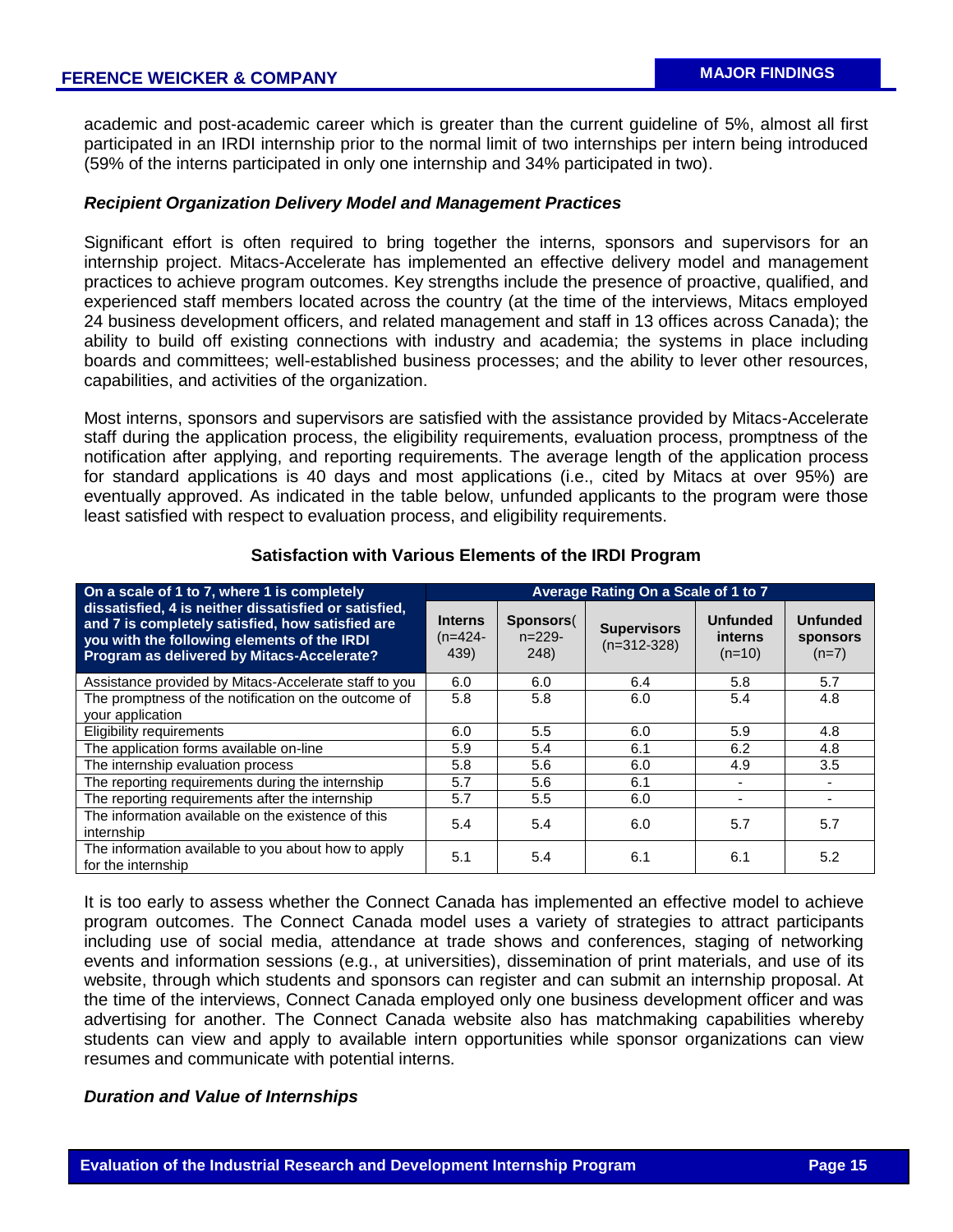academic and post-academic career which is greater than the current guideline of 5%, almost all first participated in an IRDI internship prior to the normal limit of two internships per intern being introduced (59% of the interns participated in only one internship and 34% participated in two).

### *Recipient Organization Delivery Model and Management Practices*

Significant effort is often required to bring together the interns, sponsors and supervisors for an internship project. Mitacs-Accelerate has implemented an effective delivery model and management practices to achieve program outcomes. Key strengths include the presence of proactive, qualified, and experienced staff members located across the country (at the time of the interviews, Mitacs employed 24 business development officers, and related management and staff in 13 offices across Canada); the ability to build off existing connections with industry and academia; the systems in place including boards and committees; well-established business processes; and the ability to lever other resources, capabilities, and activities of the organization.

Most interns, sponsors and supervisors are satisfied with the assistance provided by Mitacs-Accelerate staff during the application process, the eligibility requirements, evaluation process, promptness of the notification after applying, and reporting requirements. The average length of the application process for standard applications is 40 days and most applications (i.e., cited by Mitacs at over 95%) are eventually approved. As indicated in the table below, unfunded applicants to the program were those least satisfied with respect to evaluation process, and eligibility requirements.

**Satisfaction with Various Elements of the IRDI Program**

| On a scale of 1 to 7, where 1 is completely dissatisfied, 4 is neither dissatisfied or satisfied, and 7 is completely satisfied, how satisfied are you with the following elements of the IRDI Program as delivered by Mitacs-Accelerate? | Average Rating On a Scale of 1 to 7 | | | | |
|---|---|---|---|---|---|
| | **Interns** (n=424-439) | **Sponsors**( n=229-248) | **Supervisors** (n=312-328) | **Unfunded interns** (n=10) | **Unfunded sponsors** (n=7) |
| Assistance provided by Mitacs-Accelerate staff to you | 6.0 | 6.0 | 6.4 | 5.8 | 5.7 |
| The promptness of the notification on the outcome of your application | 5.8 | 5.8 | 6.0 | 5.4 | 4.8 |
| Eligibility requirements | 6.0 | 5.5 | 6.0 | 5.9 | 4.8 |
| The application forms available on-line | 5.9 | 5.4 | 6.1 | 6.2 | 4.8 |
| The internship evaluation process | 5.8 | 5.6 | 6.0 | 4.9 | 3.5 |
| The reporting requirements during the internship | 5.7 | 5.6 | 6.1 | - | - |
| The reporting requirements after the internship | 5.7 | 5.5 | 6.0 | - | - |
| The information available on the existence of this internship | 5.4 | 5.4 | 6.0 | 5.7 | 5.7 |
| The information available to you about how to apply for the internship | 5.1 | 5.4 | 6.1 | 6.1 | 5.2 |

It is too early to assess whether the Connect Canada has implemented an effective model to achieve program outcomes. The Connect Canada model uses a variety of strategies to attract participants including use of social media, attendance at trade shows and conferences, staging of networking events and information sessions (e.g., at universities), dissemination of print materials, and use of its website, through which students and sponsors can register and can submit an internship proposal. At the time of the interviews, Connect Canada employed only one business development officer and was advertising for another. The Connect Canada website also has matchmaking capabilities whereby students can view and apply to available intern opportunities while sponsor organizations can view resumes and communicate with potential interns.

### *Duration and Value of Internships*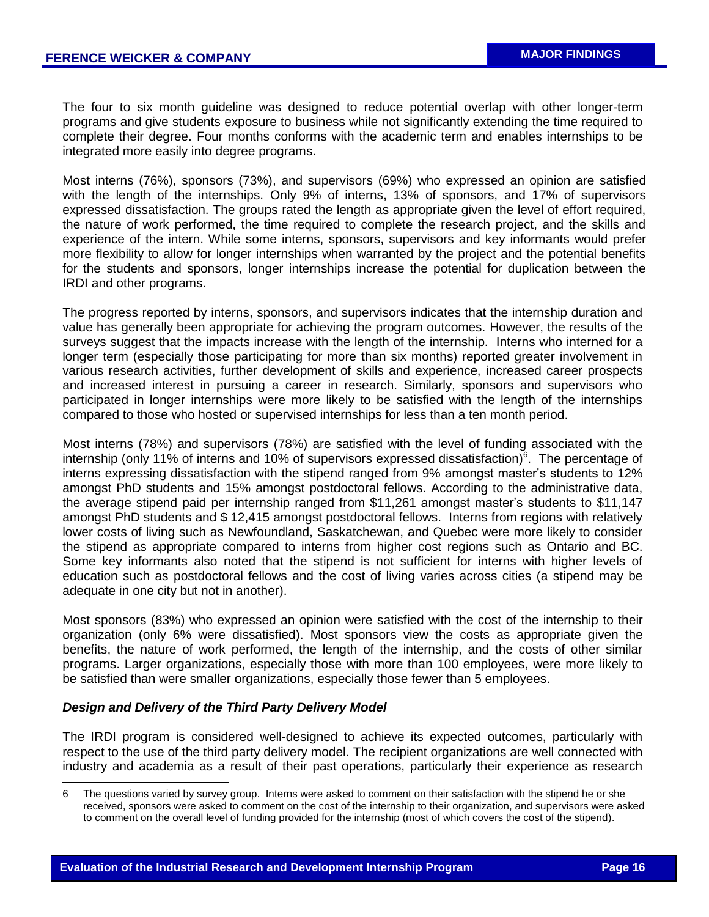The four to six month guideline was designed to reduce potential overlap with other longer-term programs and give students exposure to business while not significantly extending the time required to complete their degree. Four months conforms with the academic term and enables internships to be integrated more easily into degree programs.

Most interns (76%), sponsors (73%), and supervisors (69%) who expressed an opinion are satisfied with the length of the internships. Only 9% of interns, 13% of sponsors, and 17% of supervisors expressed dissatisfaction. The groups rated the length as appropriate given the level of effort required, the nature of work performed, the time required to complete the research project, and the skills and experience of the intern. While some interns, sponsors, supervisors and key informants would prefer more flexibility to allow for longer internships when warranted by the project and the potential benefits for the students and sponsors, longer internships increase the potential for duplication between the IRDI and other programs.

The progress reported by interns, sponsors, and supervisors indicates that the internship duration and value has generally been appropriate for achieving the program outcomes. However, the results of the surveys suggest that the impacts increase with the length of the internship. Interns who interned for a longer term (especially those participating for more than six months) reported greater involvement in various research activities, further development of skills and experience, increased career prospects and increased interest in pursuing a career in research. Similarly, sponsors and supervisors who participated in longer internships were more likely to be satisfied with the length of the internships compared to those who hosted or supervised internships for less than a ten month period.

Most interns (78%) and supervisors (78%) are satisfied with the level of funding associated with the internship (only 11% of interns and 10% of supervisors expressed dissatisfaction)[6]. The percentage of interns expressing dissatisfaction with the stipend ranged from 9% amongst master's students to 12% amongst PhD students and 15% amongst postdoctoral fellows. According to the administrative data, the average stipend paid per internship ranged from $11,261 amongst master's students to $11,147 amongst PhD students and $ 12,415 amongst postdoctoral fellows. Interns from regions with relatively lower costs of living such as Newfoundland, Saskatchewan, and Quebec were more likely to consider the stipend as appropriate compared to interns from higher cost regions such as Ontario and BC. Some key informants also noted that the stipend is not sufficient for interns with higher levels of education such as postdoctoral fellows and the cost of living varies across cities (a stipend may be adequate in one city but not in another).

Most sponsors (83%) who expressed an opinion were satisfied with the cost of the internship to their organization (only 6% were dissatisfied). Most sponsors view the costs as appropriate given the benefits, the nature of work performed, the length of the internship, and the costs of other similar programs. Larger organizations, especially those with more than 100 employees, were more likely to be satisfied than were smaller organizations, especially those fewer than 5 employees.

### *Design and Delivery of the Third Party Delivery Model*

The IRDI program is considered well-designed to achieve its expected outcomes, particularly with respect to the use of the third party delivery model. The recipient organizations are well connected with industry and academia as a result of their past operations, particularly their experience as research

---

6 The questions varied by survey group. Interns were asked to comment on their satisfaction with the stipend he or she received, sponsors were asked to comment on the cost of the internship to their organization, and supervisors were asked to comment on the overall level of funding provided for the internship (most of which covers the cost of the stipend).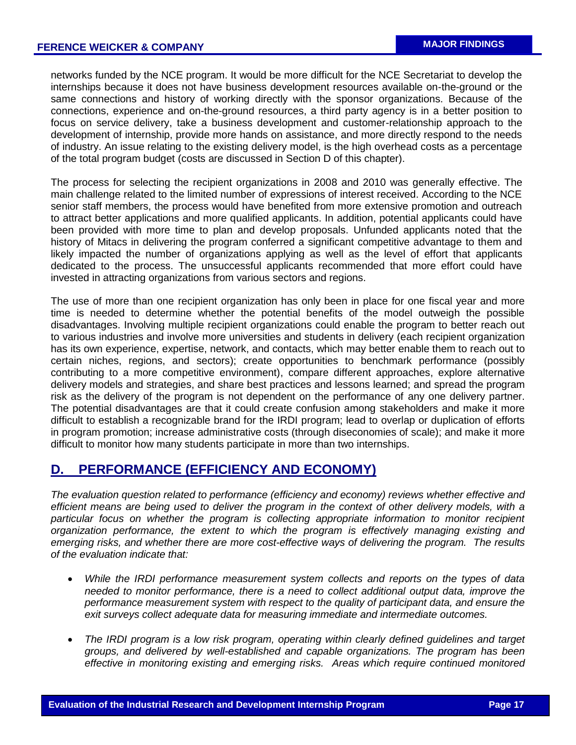networks funded by the NCE program. It would be more difficult for the NCE Secretariat to develop the internships because it does not have business development resources available on-the-ground or the same connections and history of working directly with the sponsor organizations. Because of the connections, experience and on-the-ground resources, a third party agency is in a better position to focus on service delivery, take a business development and customer-relationship approach to the development of internship, provide more hands on assistance, and more directly respond to the needs of industry. An issue relating to the existing delivery model, is the high overhead costs as a percentage of the total program budget (costs are discussed in Section D of this chapter).

The process for selecting the recipient organizations in 2008 and 2010 was generally effective. The main challenge related to the limited number of expressions of interest received. According to the NCE senior staff members, the process would have benefited from more extensive promotion and outreach to attract better applications and more qualified applicants. In addition, potential applicants could have been provided with more time to plan and develop proposals. Unfunded applicants noted that the history of Mitacs in delivering the program conferred a significant competitive advantage to them and likely impacted the number of organizations applying as well as the level of effort that applicants dedicated to the process. The unsuccessful applicants recommended that more effort could have invested in attracting organizations from various sectors and regions.

The use of more than one recipient organization has only been in place for one fiscal year and more time is needed to determine whether the potential benefits of the model outweigh the possible disadvantages. Involving multiple recipient organizations could enable the program to better reach out to various industries and involve more universities and students in delivery (each recipient organization has its own experience, expertise, network, and contacts, which may better enable them to reach out to certain niches, regions, and sectors); create opportunities to benchmark performance (possibly contributing to a more competitive environment), compare different approaches, explore alternative delivery models and strategies, and share best practices and lessons learned; and spread the program risk as the delivery of the program is not dependent on the performance of any one delivery partner. The potential disadvantages are that it could create confusion among stakeholders and make it more difficult to establish a recognizable brand for the IRDI program; lead to overlap or duplication of efforts in program promotion; increase administrative costs (through diseconomies of scale); and make it more difficult to monitor how many students participate in more than two internships.

## D. PERFORMANCE (EFFICIENCY AND ECONOMY)

*The evaluation question related to performance (efficiency and economy) reviews whether effective and efficient means are being used to deliver the program in the context of other delivery models, with a particular focus on whether the program is collecting appropriate information to monitor recipient organization performance, the extent to which the program is effectively managing existing and emerging risks, and whether there are more cost-effective ways of delivering the program. The results of the evaluation indicate that:*

- *While the IRDI performance measurement system collects and reports on the types of data needed to monitor performance, there is a need to collect additional output data, improve the performance measurement system with respect to the quality of participant data, and ensure the exit surveys collect adequate data for measuring immediate and intermediate outcomes.*
- *The IRDI program is a low risk program, operating within clearly defined guidelines and target groups, and delivered by well-established and capable organizations. The program has been effective in monitoring existing and emerging risks. Areas which require continued monitored*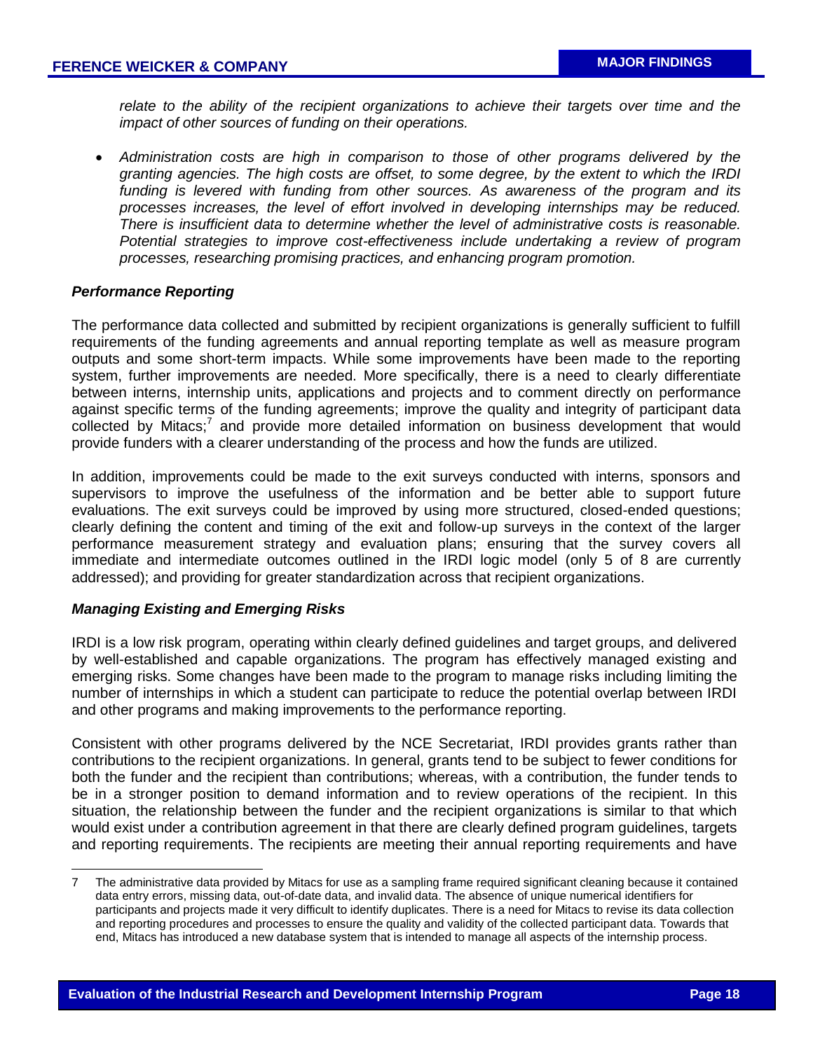*relate to the ability of the recipient organizations to achieve their targets over time and the impact of other sources of funding on their operations.*

- *Administration costs are high in comparison to those of other programs delivered by the granting agencies. The high costs are offset, to some degree, by the extent to which the IRDI funding is levered with funding from other sources. As awareness of the program and its processes increases, the level of effort involved in developing internships may be reduced. There is insufficient data to determine whether the level of administrative costs is reasonable. Potential strategies to improve cost-effectiveness include undertaking a review of program processes, researching promising practices, and enhancing program promotion.*

### *Performance Reporting*

The performance data collected and submitted by recipient organizations is generally sufficient to fulfill requirements of the funding agreements and annual reporting template as well as measure program outputs and some short-term impacts. While some improvements have been made to the reporting system, further improvements are needed. More specifically, there is a need to clearly differentiate between interns, internship units, applications and projects and to comment directly on performance against specific terms of the funding agreements; improve the quality and integrity of participant data collected by Mitacs;[7] and provide more detailed information on business development that would provide funders with a clearer understanding of the process and how the funds are utilized.

In addition, improvements could be made to the exit surveys conducted with interns, sponsors and supervisors to improve the usefulness of the information and be better able to support future evaluations. The exit surveys could be improved by using more structured, closed-ended questions; clearly defining the content and timing of the exit and follow-up surveys in the context of the larger performance measurement strategy and evaluation plans; ensuring that the survey covers all immediate and intermediate outcomes outlined in the IRDI logic model (only 5 of 8 are currently addressed); and providing for greater standardization across that recipient organizations.

### *Managing Existing and Emerging Risks*

IRDI is a low risk program, operating within clearly defined guidelines and target groups, and delivered by well-established and capable organizations. The program has effectively managed existing and emerging risks. Some changes have been made to the program to manage risks including limiting the number of internships in which a student can participate to reduce the potential overlap between IRDI and other programs and making improvements to the performance reporting.

Consistent with other programs delivered by the NCE Secretariat, IRDI provides grants rather than contributions to the recipient organizations. In general, grants tend to be subject to fewer conditions for both the funder and the recipient than contributions; whereas, with a contribution, the funder tends to be in a stronger position to demand information and to review operations of the recipient. In this situation, the relationship between the funder and the recipient organizations is similar to that which would exist under a contribution agreement in that there are clearly defined program guidelines, targets and reporting requirements. The recipients are meeting their annual reporting requirements and have

---

7 The administrative data provided by Mitacs for use as a sampling frame required significant cleaning because it contained data entry errors, missing data, out-of-date data, and invalid data. The absence of unique numerical identifiers for participants and projects made it very difficult to identify duplicates. There is a need for Mitacs to revise its data collection and reporting procedures and processes to ensure the quality and validity of the collected participant data. Towards that end, Mitacs has introduced a new database system that is intended to manage all aspects of the internship process.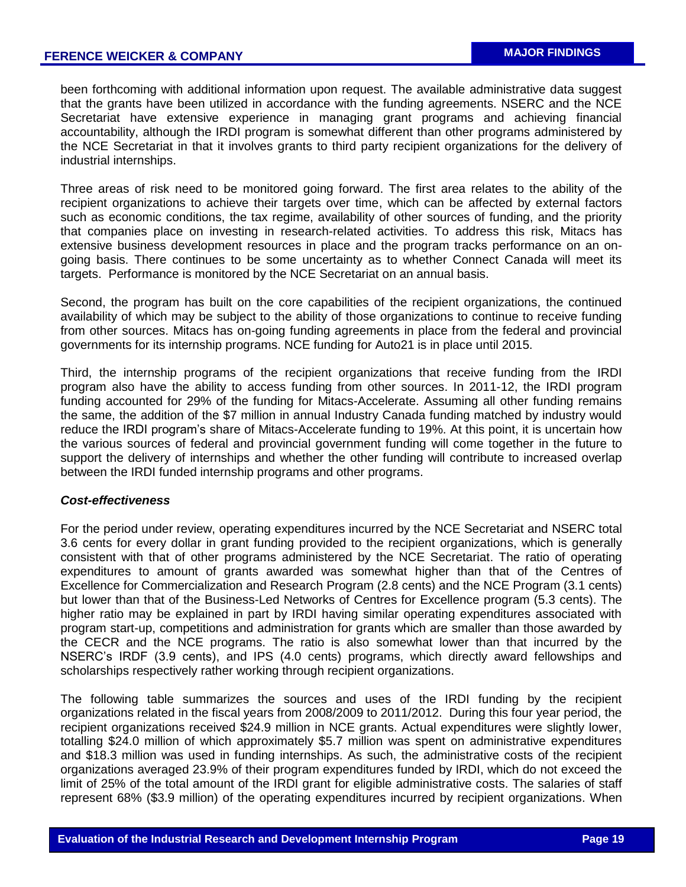been forthcoming with additional information upon request. The available administrative data suggest that the grants have been utilized in accordance with the funding agreements. NSERC and the NCE Secretariat have extensive experience in managing grant programs and achieving financial accountability, although the IRDI program is somewhat different than other programs administered by the NCE Secretariat in that it involves grants to third party recipient organizations for the delivery of industrial internships.

Three areas of risk need to be monitored going forward. The first area relates to the ability of the recipient organizations to achieve their targets over time, which can be affected by external factors such as economic conditions, the tax regime, availability of other sources of funding, and the priority that companies place on investing in research-related activities. To address this risk, Mitacs has extensive business development resources in place and the program tracks performance on an on-going basis. There continues to be some uncertainty as to whether Connect Canada will meet its targets. Performance is monitored by the NCE Secretariat on an annual basis.

Second, the program has built on the core capabilities of the recipient organizations, the continued availability of which may be subject to the ability of those organizations to continue to receive funding from other sources. Mitacs has on-going funding agreements in place from the federal and provincial governments for its internship programs. NCE funding for Auto21 is in place until 2015.

Third, the internship programs of the recipient organizations that receive funding from the IRDI program also have the ability to access funding from other sources. In 2011-12, the IRDI program funding accounted for 29% of the funding for Mitacs-Accelerate. Assuming all other funding remains the same, the addition of the $7 million in annual Industry Canada funding matched by industry would reduce the IRDI program's share of Mitacs-Accelerate funding to 19%. At this point, it is uncertain how the various sources of federal and provincial government funding will come together in the future to support the delivery of internships and whether the other funding will contribute to increased overlap between the IRDI funded internship programs and other programs.

***Cost-effectiveness***

For the period under review, operating expenditures incurred by the NCE Secretariat and NSERC total 3.6 cents for every dollar in grant funding provided to the recipient organizations, which is generally consistent with that of other programs administered by the NCE Secretariat. The ratio of operating expenditures to amount of grants awarded was somewhat higher than that of the Centres of Excellence for Commercialization and Research Program (2.8 cents) and the NCE Program (3.1 cents) but lower than that of the Business-Led Networks of Centres for Excellence program (5.3 cents). The higher ratio may be explained in part by IRDI having similar operating expenditures associated with program start-up, competitions and administration for grants which are smaller than those awarded by the CECR and the NCE programs. The ratio is also somewhat lower than that incurred by the NSERC's IRDF (3.9 cents), and IPS (4.0 cents) programs, which directly award fellowships and scholarships respectively rather working through recipient organizations.

The following table summarizes the sources and uses of the IRDI funding by the recipient organizations related in the fiscal years from 2008/2009 to 2011/2012. During this four year period, the recipient organizations received $24.9 million in NCE grants. Actual expenditures were slightly lower, totalling $24.0 million of which approximately $5.7 million was spent on administrative expenditures and $18.3 million was used in funding internships. As such, the administrative costs of the recipient organizations averaged 23.9% of their program expenditures funded by IRDI, which do not exceed the limit of 25% of the total amount of the IRDI grant for eligible administrative costs. The salaries of staff represent 68% ($3.9 million) of the operating expenditures incurred by recipient organizations. When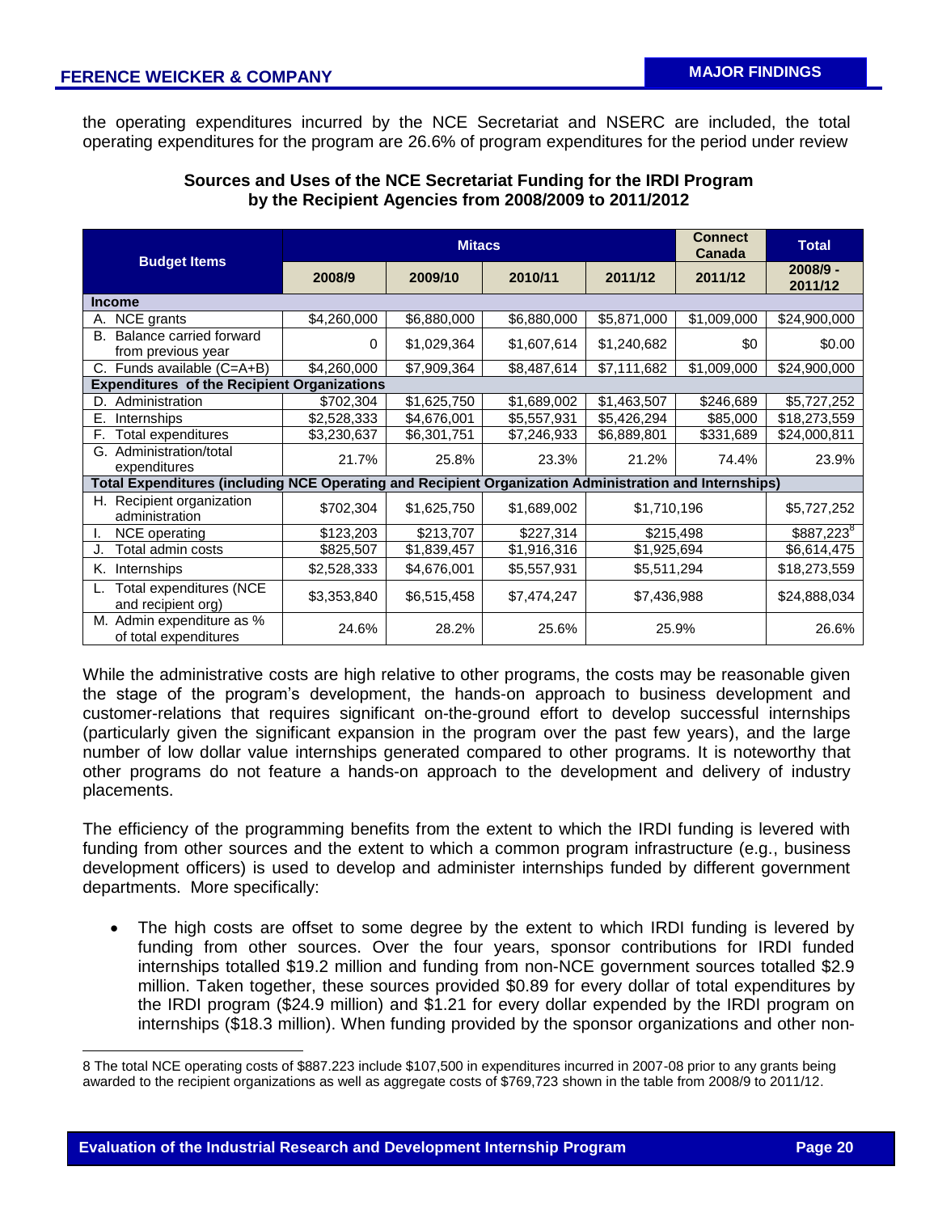the operating expenditures incurred by the NCE Secretariat and NSERC are included, the total operating expenditures for the program are 26.6% of program expenditures for the period under review

**Sources and Uses of the NCE Secretariat Funding for the IRDI Program by the Recipient Agencies from 2008/2009 to 2011/2012**

| Budget Items | Mitacs | | | | Connect Canada | Total |
|---|---|---|---|---|---|---|
| | 2008/9 | 2009/10 | 2010/11 | 2011/12 | 2011/12 | 2008/9 - 2011/12 |
| **Income** | | | | | | |
| A. NCE grants | $4,260,000 | $6,880,000 | $6,880,000 | $5,871,000 | $1,009,000 | $24,900,000 |
| B. Balance carried forward from previous year | 0 | $1,029,364 | $1,607,614 | $1,240,682 | $0 | $0.00 |
| C. Funds available (C=A+B) | $4,260,000 | $7,909,364 | $8,487,614 | $7,111,682 | $1,009,000 | $24,900,000 |
| **Expenditures of the Recipient Organizations** | | | | | | |
| D. Administration | $702,304 | $1,625,750 | $1,689,002 | $1,463,507 | $246,689 | $5,727,252 |
| E. Internships | $2,528,333 | $4,676,001 | $5,557,931 | $5,426,294 | $85,000 | $18,273,559 |
| F. Total expenditures | $3,230,637 | $6,301,751 | $7,246,933 | $6,889,801 | $331,689 | $24,000,811 |
| G. Administration/total expenditures | 21.7% | 25.8% | 23.3% | 21.2% | 74.4% | 23.9% |
| **Total Expenditures (including NCE Operating and Recipient Organization Administration and Internships)** | | | | | | |
| H. Recipient organization administration | $702,304 | $1,625,750 | $1,689,002 | $1,710,196 | | $5,727,252 |
| I. NCE operating | $123,203 | $213,707 | $227,314 | $215,498 | | $887,223[8] |
| J. Total admin costs | $825,507 | $1,839,457 | $1,916,316 | $1,925,694 | | $6,614,475 |
| K. Internships | $2,528,333 | $4,676,001 | $5,557,931 | $5,511,294 | | $18,273,559 |
| L. Total expenditures (NCE and recipient org) | $3,353,840 | $6,515,458 | $7,474,247 | $7,436,988 | | $24,888,034 |
| M. Admin expenditure as % of total expenditures | 24.6% | 28.2% | 25.6% | 25.9% | | 26.6% |

While the administrative costs are high relative to other programs, the costs may be reasonable given the stage of the program's development, the hands-on approach to business development and customer-relations that requires significant on-the-ground effort to develop successful internships (particularly given the significant expansion in the program over the past few years), and the large number of low dollar value internships generated compared to other programs. It is noteworthy that other programs do not feature a hands-on approach to the development and delivery of industry placements.

The efficiency of the programming benefits from the extent to which the IRDI funding is levered with funding from other sources and the extent to which a common program infrastructure (e.g., business development officers) is used to develop and administer internships funded by different government departments. More specifically:

- The high costs are offset to some degree by the extent to which IRDI funding is levered by funding from other sources. Over the four years, sponsor contributions for IRDI funded internships totalled $19.2 million and funding from non-NCE government sources totalled $2.9 million. Taken together, these sources provided $0.89 for every dollar of total expenditures by the IRDI program ($24.9 million) and $1.21 for every dollar expended by the IRDI program on internships ($18.3 million). When funding provided by the sponsor organizations and other non-

8 The total NCE operating costs of $887.223 include $107,500 in expenditures incurred in 2007-08 prior to any grants being awarded to the recipient organizations as well as aggregate costs of $769,723 shown in the table from 2008/9 to 2011/12.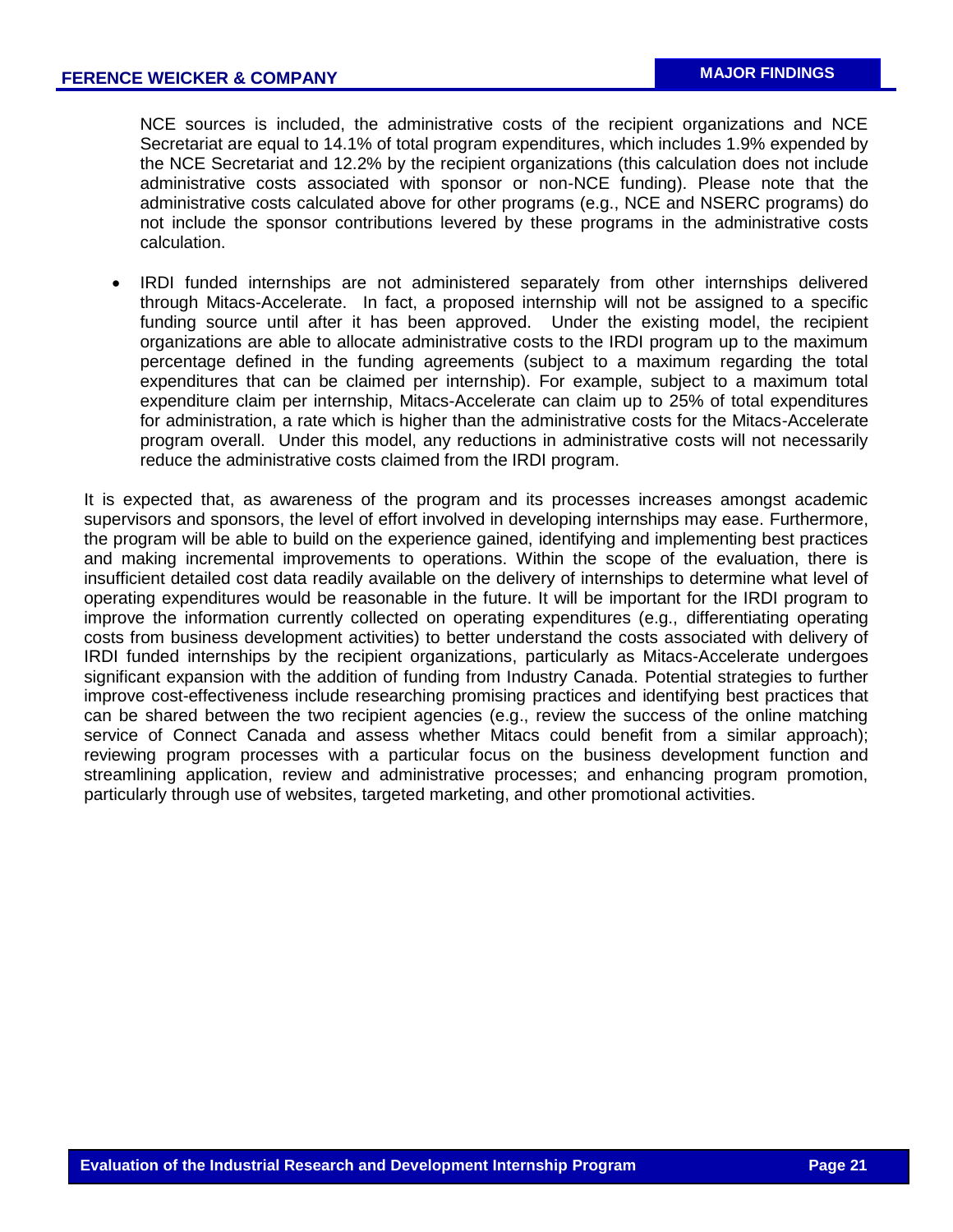NCE sources is included, the administrative costs of the recipient organizations and NCE Secretariat are equal to 14.1% of total program expenditures, which includes 1.9% expended by the NCE Secretariat and 12.2% by the recipient organizations (this calculation does not include administrative costs associated with sponsor or non-NCE funding). Please note that the administrative costs calculated above for other programs (e.g., NCE and NSERC programs) do not include the sponsor contributions levered by these programs in the administrative costs calculation.

- IRDI funded internships are not administered separately from other internships delivered through Mitacs-Accelerate. In fact, a proposed internship will not be assigned to a specific funding source until after it has been approved. Under the existing model, the recipient organizations are able to allocate administrative costs to the IRDI program up to the maximum percentage defined in the funding agreements (subject to a maximum regarding the total expenditures that can be claimed per internship). For example, subject to a maximum total expenditure claim per internship, Mitacs-Accelerate can claim up to 25% of total expenditures for administration, a rate which is higher than the administrative costs for the Mitacs-Accelerate program overall. Under this model, any reductions in administrative costs will not necessarily reduce the administrative costs claimed from the IRDI program.

It is expected that, as awareness of the program and its processes increases amongst academic supervisors and sponsors, the level of effort involved in developing internships may ease. Furthermore, the program will be able to build on the experience gained, identifying and implementing best practices and making incremental improvements to operations. Within the scope of the evaluation, there is insufficient detailed cost data readily available on the delivery of internships to determine what level of operating expenditures would be reasonable in the future. It will be important for the IRDI program to improve the information currently collected on operating expenditures (e.g., differentiating operating costs from business development activities) to better understand the costs associated with delivery of IRDI funded internships by the recipient organizations, particularly as Mitacs-Accelerate undergoes significant expansion with the addition of funding from Industry Canada. Potential strategies to further improve cost-effectiveness include researching promising practices and identifying best practices that can be shared between the two recipient agencies (e.g., review the success of the online matching service of Connect Canada and assess whether Mitacs could benefit from a similar approach); reviewing program processes with a particular focus on the business development function and streamlining application, review and administrative processes; and enhancing program promotion, particularly through use of websites, targeted marketing, and other promotional activities.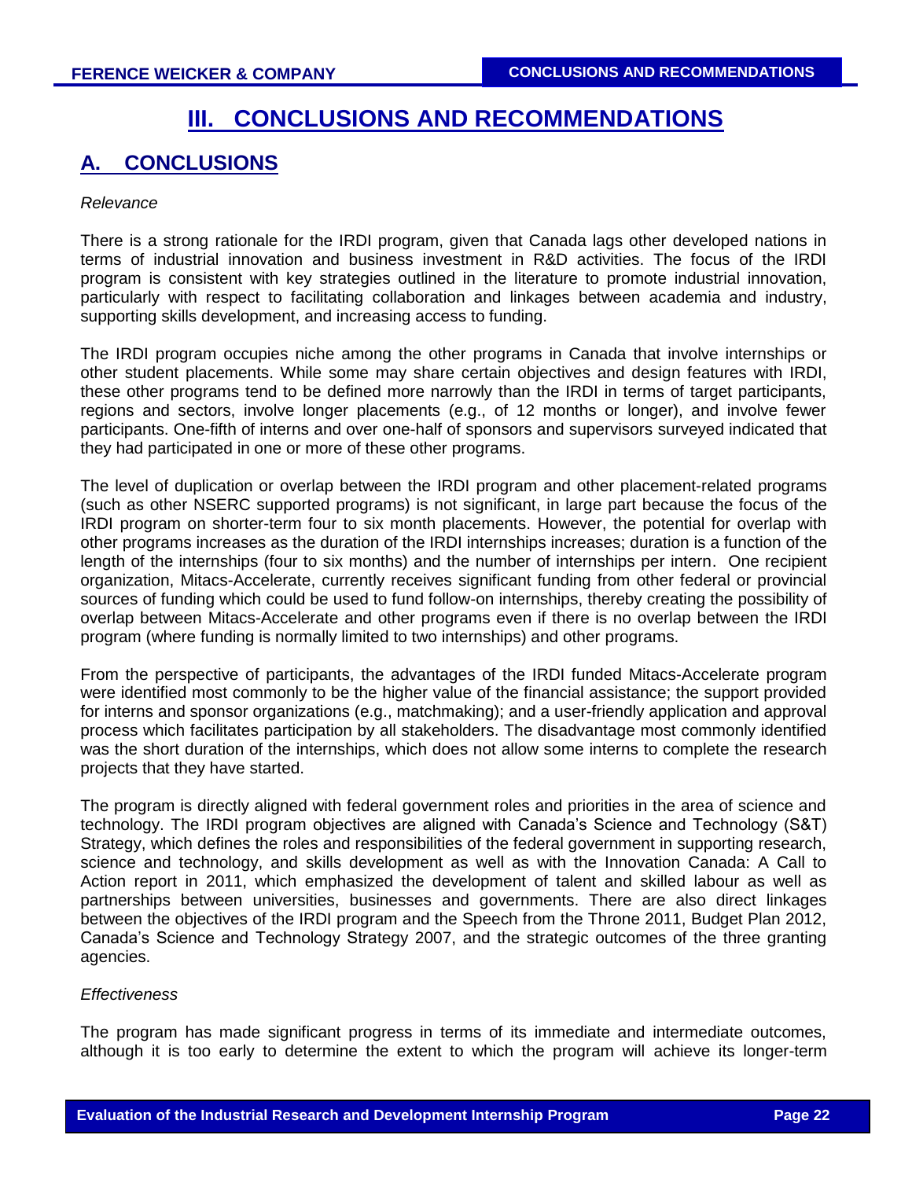# III. CONCLUSIONS AND RECOMMENDATIONS

## A. CONCLUSIONS

*Relevance*

There is a strong rationale for the IRDI program, given that Canada lags other developed nations in terms of industrial innovation and business investment in R&D activities. The focus of the IRDI program is consistent with key strategies outlined in the literature to promote industrial innovation, particularly with respect to facilitating collaboration and linkages between academia and industry, supporting skills development, and increasing access to funding.

The IRDI program occupies niche among the other programs in Canada that involve internships or other student placements. While some may share certain objectives and design features with IRDI, these other programs tend to be defined more narrowly than the IRDI in terms of target participants, regions and sectors, involve longer placements (e.g., of 12 months or longer), and involve fewer participants. One-fifth of interns and over one-half of sponsors and supervisors surveyed indicated that they had participated in one or more of these other programs.

The level of duplication or overlap between the IRDI program and other placement-related programs (such as other NSERC supported programs) is not significant, in large part because the focus of the IRDI program on shorter-term four to six month placements. However, the potential for overlap with other programs increases as the duration of the IRDI internships increases; duration is a function of the length of the internships (four to six months) and the number of internships per intern. One recipient organization, Mitacs-Accelerate, currently receives significant funding from other federal or provincial sources of funding which could be used to fund follow-on internships, thereby creating the possibility of overlap between Mitacs-Accelerate and other programs even if there is no overlap between the IRDI program (where funding is normally limited to two internships) and other programs.

From the perspective of participants, the advantages of the IRDI funded Mitacs-Accelerate program were identified most commonly to be the higher value of the financial assistance; the support provided for interns and sponsor organizations (e.g., matchmaking); and a user-friendly application and approval process which facilitates participation by all stakeholders. The disadvantage most commonly identified was the short duration of the internships, which does not allow some interns to complete the research projects that they have started.

The program is directly aligned with federal government roles and priorities in the area of science and technology. The IRDI program objectives are aligned with Canada's Science and Technology (S&T) Strategy, which defines the roles and responsibilities of the federal government in supporting research, science and technology, and skills development as well as with the Innovation Canada: A Call to Action report in 2011, which emphasized the development of talent and skilled labour as well as partnerships between universities, businesses and governments. There are also direct linkages between the objectives of the IRDI program and the Speech from the Throne 2011, Budget Plan 2012, Canada's Science and Technology Strategy 2007, and the strategic outcomes of the three granting agencies.

*Effectiveness*

The program has made significant progress in terms of its immediate and intermediate outcomes, although it is too early to determine the extent to which the program will achieve its longer-term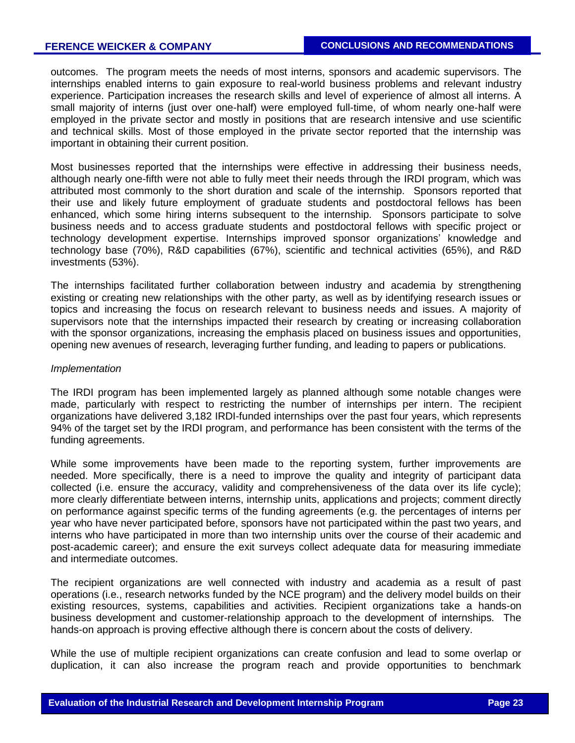outcomes. The program meets the needs of most interns, sponsors and academic supervisors. The internships enabled interns to gain exposure to real-world business problems and relevant industry experience. Participation increases the research skills and level of experience of almost all interns. A small majority of interns (just over one-half) were employed full-time, of whom nearly one-half were employed in the private sector and mostly in positions that are research intensive and use scientific and technical skills. Most of those employed in the private sector reported that the internship was important in obtaining their current position.

Most businesses reported that the internships were effective in addressing their business needs, although nearly one-fifth were not able to fully meet their needs through the IRDI program, which was attributed most commonly to the short duration and scale of the internship. Sponsors reported that their use and likely future employment of graduate students and postdoctoral fellows has been enhanced, which some hiring interns subsequent to the internship. Sponsors participate to solve business needs and to access graduate students and postdoctoral fellows with specific project or technology development expertise. Internships improved sponsor organizations' knowledge and technology base (70%), R&D capabilities (67%), scientific and technical activities (65%), and R&D investments (53%).

The internships facilitated further collaboration between industry and academia by strengthening existing or creating new relationships with the other party, as well as by identifying research issues or topics and increasing the focus on research relevant to business needs and issues. A majority of supervisors note that the internships impacted their research by creating or increasing collaboration with the sponsor organizations, increasing the emphasis placed on business issues and opportunities, opening new avenues of research, leveraging further funding, and leading to papers or publications.

*Implementation*

The IRDI program has been implemented largely as planned although some notable changes were made, particularly with respect to restricting the number of internships per intern. The recipient organizations have delivered 3,182 IRDI-funded internships over the past four years, which represents 94% of the target set by the IRDI program, and performance has been consistent with the terms of the funding agreements.

While some improvements have been made to the reporting system, further improvements are needed. More specifically, there is a need to improve the quality and integrity of participant data collected (i.e. ensure the accuracy, validity and comprehensiveness of the data over its life cycle); more clearly differentiate between interns, internship units, applications and projects; comment directly on performance against specific terms of the funding agreements (e.g. the percentages of interns per year who have never participated before, sponsors have not participated within the past two years, and interns who have participated in more than two internship units over the course of their academic and post-academic career); and ensure the exit surveys collect adequate data for measuring immediate and intermediate outcomes.

The recipient organizations are well connected with industry and academia as a result of past operations (i.e., research networks funded by the NCE program) and the delivery model builds on their existing resources, systems, capabilities and activities. Recipient organizations take a hands-on business development and customer-relationship approach to the development of internships. The hands-on approach is proving effective although there is concern about the costs of delivery.

While the use of multiple recipient organizations can create confusion and lead to some overlap or duplication, it can also increase the program reach and provide opportunities to benchmark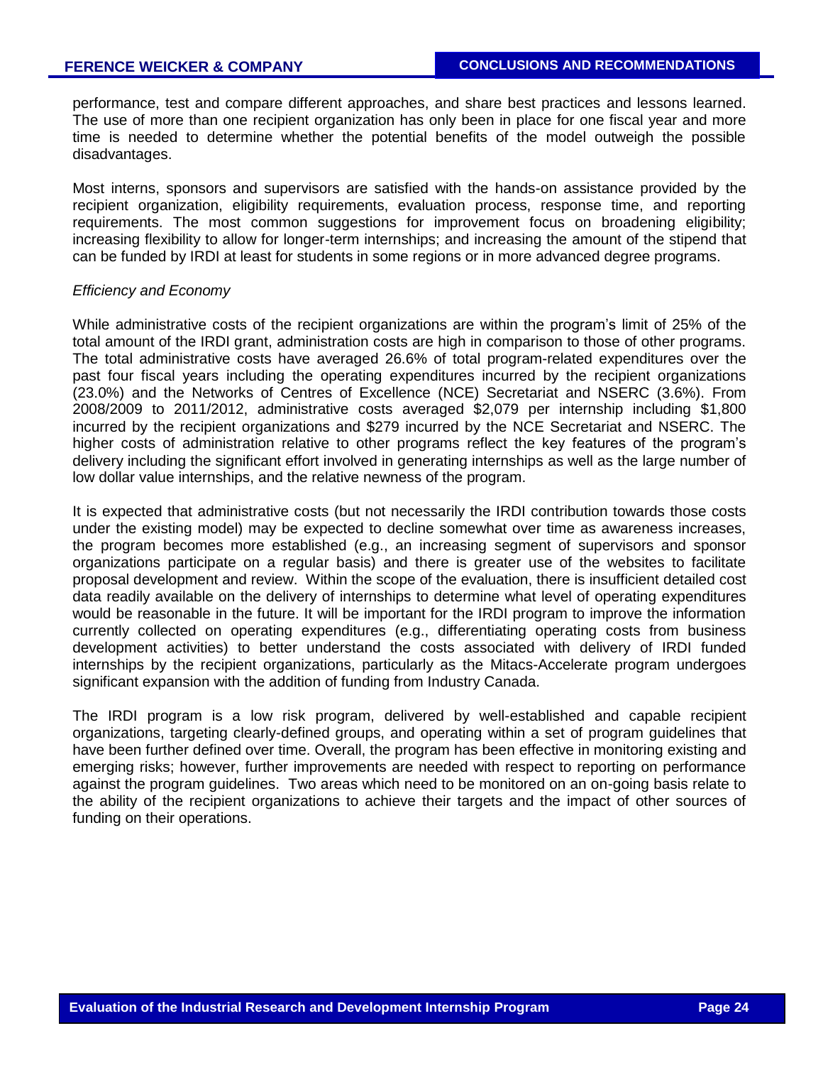performance, test and compare different approaches, and share best practices and lessons learned. The use of more than one recipient organization has only been in place for one fiscal year and more time is needed to determine whether the potential benefits of the model outweigh the possible disadvantages.

Most interns, sponsors and supervisors are satisfied with the hands-on assistance provided by the recipient organization, eligibility requirements, evaluation process, response time, and reporting requirements. The most common suggestions for improvement focus on broadening eligibility; increasing flexibility to allow for longer-term internships; and increasing the amount of the stipend that can be funded by IRDI at least for students in some regions or in more advanced degree programs.

*Efficiency and Economy*

While administrative costs of the recipient organizations are within the program's limit of 25% of the total amount of the IRDI grant, administration costs are high in comparison to those of other programs. The total administrative costs have averaged 26.6% of total program-related expenditures over the past four fiscal years including the operating expenditures incurred by the recipient organizations (23.0%) and the Networks of Centres of Excellence (NCE) Secretariat and NSERC (3.6%). From 2008/2009 to 2011/2012, administrative costs averaged $2,079 per internship including $1,800 incurred by the recipient organizations and $279 incurred by the NCE Secretariat and NSERC. The higher costs of administration relative to other programs reflect the key features of the program's delivery including the significant effort involved in generating internships as well as the large number of low dollar value internships, and the relative newness of the program.

It is expected that administrative costs (but not necessarily the IRDI contribution towards those costs under the existing model) may be expected to decline somewhat over time as awareness increases, the program becomes more established (e.g., an increasing segment of supervisors and sponsor organizations participate on a regular basis) and there is greater use of the websites to facilitate proposal development and review. Within the scope of the evaluation, there is insufficient detailed cost data readily available on the delivery of internships to determine what level of operating expenditures would be reasonable in the future. It will be important for the IRDI program to improve the information currently collected on operating expenditures (e.g., differentiating operating costs from business development activities) to better understand the costs associated with delivery of IRDI funded internships by the recipient organizations, particularly as the Mitacs-Accelerate program undergoes significant expansion with the addition of funding from Industry Canada.

The IRDI program is a low risk program, delivered by well-established and capable recipient organizations, targeting clearly-defined groups, and operating within a set of program guidelines that have been further defined over time. Overall, the program has been effective in monitoring existing and emerging risks; however, further improvements are needed with respect to reporting on performance against the program guidelines. Two areas which need to be monitored on an on-going basis relate to the ability of the recipient organizations to achieve their targets and the impact of other sources of funding on their operations.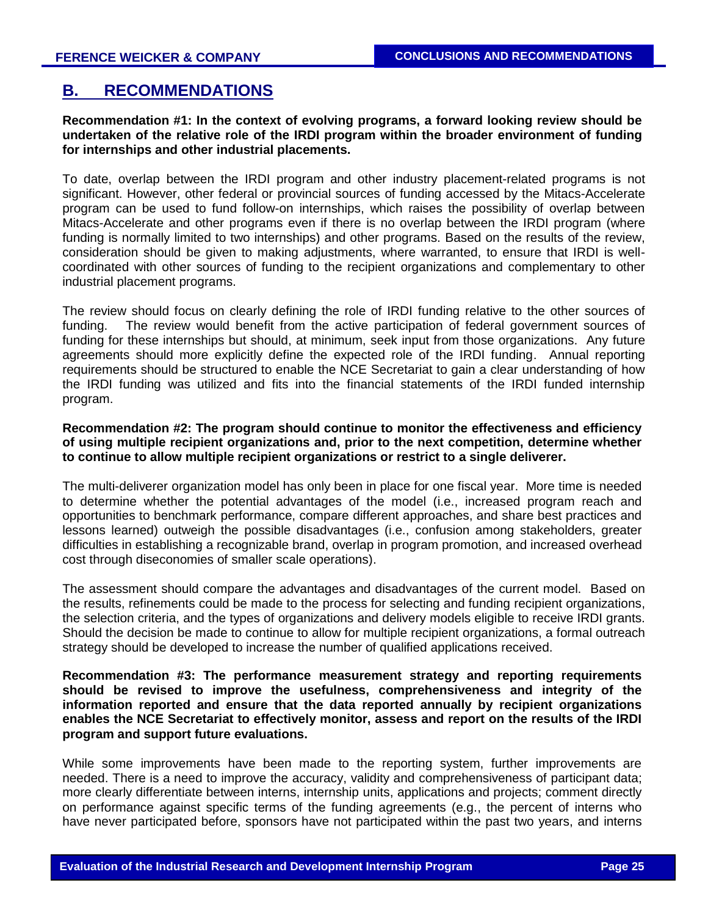## B. RECOMMENDATIONS

**Recommendation #1: In the context of evolving programs, a forward looking review should be undertaken of the relative role of the IRDI program within the broader environment of funding for internships and other industrial placements.**

To date, overlap between the IRDI program and other industry placement-related programs is not significant. However, other federal or provincial sources of funding accessed by the Mitacs-Accelerate program can be used to fund follow-on internships, which raises the possibility of overlap between Mitacs-Accelerate and other programs even if there is no overlap between the IRDI program (where funding is normally limited to two internships) and other programs. Based on the results of the review, consideration should be given to making adjustments, where warranted, to ensure that IRDI is well-coordinated with other sources of funding to the recipient organizations and complementary to other industrial placement programs.

The review should focus on clearly defining the role of IRDI funding relative to the other sources of funding. The review would benefit from the active participation of federal government sources of funding for these internships but should, at minimum, seek input from those organizations. Any future agreements should more explicitly define the expected role of the IRDI funding. Annual reporting requirements should be structured to enable the NCE Secretariat to gain a clear understanding of how the IRDI funding was utilized and fits into the financial statements of the IRDI funded internship program.

**Recommendation #2: The program should continue to monitor the effectiveness and efficiency of using multiple recipient organizations and, prior to the next competition, determine whether to continue to allow multiple recipient organizations or restrict to a single deliverer.**

The multi-deliverer organization model has only been in place for one fiscal year. More time is needed to determine whether the potential advantages of the model (i.e., increased program reach and opportunities to benchmark performance, compare different approaches, and share best practices and lessons learned) outweigh the possible disadvantages (i.e., confusion among stakeholders, greater difficulties in establishing a recognizable brand, overlap in program promotion, and increased overhead cost through diseconomies of smaller scale operations).

The assessment should compare the advantages and disadvantages of the current model. Based on the results, refinements could be made to the process for selecting and funding recipient organizations, the selection criteria, and the types of organizations and delivery models eligible to receive IRDI grants. Should the decision be made to continue to allow for multiple recipient organizations, a formal outreach strategy should be developed to increase the number of qualified applications received.

**Recommendation #3: The performance measurement strategy and reporting requirements should be revised to improve the usefulness, comprehensiveness and integrity of the information reported and ensure that the data reported annually by recipient organizations enables the NCE Secretariat to effectively monitor, assess and report on the results of the IRDI program and support future evaluations.**

While some improvements have been made to the reporting system, further improvements are needed. There is a need to improve the accuracy, validity and comprehensiveness of participant data; more clearly differentiate between interns, internship units, applications and projects; comment directly on performance against specific terms of the funding agreements (e.g., the percent of interns who have never participated before, sponsors have not participated within the past two years, and interns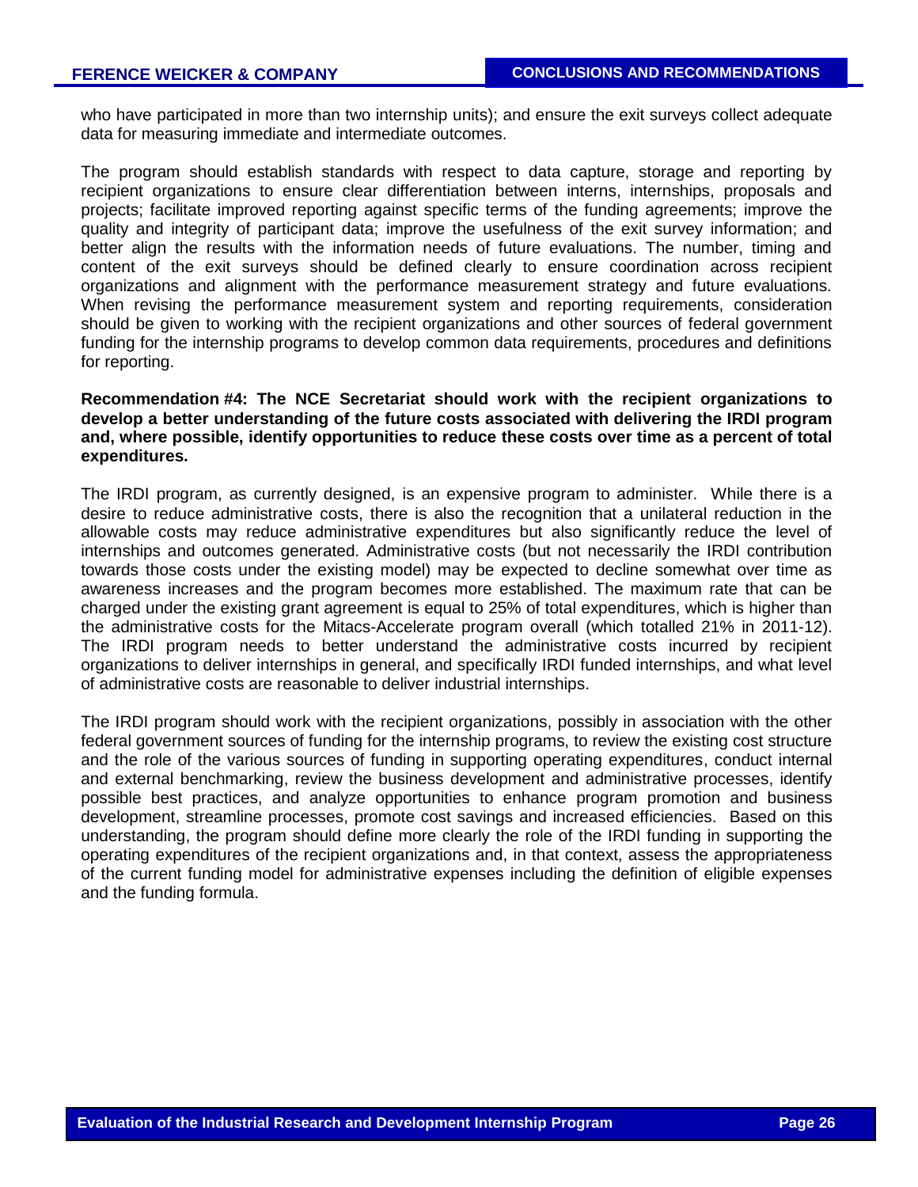who have participated in more than two internship units); and ensure the exit surveys collect adequate data for measuring immediate and intermediate outcomes.

The program should establish standards with respect to data capture, storage and reporting by recipient organizations to ensure clear differentiation between interns, internships, proposals and projects; facilitate improved reporting against specific terms of the funding agreements; improve the quality and integrity of participant data; improve the usefulness of the exit survey information; and better align the results with the information needs of future evaluations. The number, timing and content of the exit surveys should be defined clearly to ensure coordination across recipient organizations and alignment with the performance measurement strategy and future evaluations. When revising the performance measurement system and reporting requirements, consideration should be given to working with the recipient organizations and other sources of federal government funding for the internship programs to develop common data requirements, procedures and definitions for reporting.

**Recommendation #4: The NCE Secretariat should work with the recipient organizations to develop a better understanding of the future costs associated with delivering the IRDI program and, where possible, identify opportunities to reduce these costs over time as a percent of total expenditures.**

The IRDI program, as currently designed, is an expensive program to administer. While there is a desire to reduce administrative costs, there is also the recognition that a unilateral reduction in the allowable costs may reduce administrative expenditures but also significantly reduce the level of internships and outcomes generated. Administrative costs (but not necessarily the IRDI contribution towards those costs under the existing model) may be expected to decline somewhat over time as awareness increases and the program becomes more established. The maximum rate that can be charged under the existing grant agreement is equal to 25% of total expenditures, which is higher than the administrative costs for the Mitacs-Accelerate program overall (which totalled 21% in 2011-12). The IRDI program needs to better understand the administrative costs incurred by recipient organizations to deliver internships in general, and specifically IRDI funded internships, and what level of administrative costs are reasonable to deliver industrial internships.

The IRDI program should work with the recipient organizations, possibly in association with the other federal government sources of funding for the internship programs, to review the existing cost structure and the role of the various sources of funding in supporting operating expenditures, conduct internal and external benchmarking, review the business development and administrative processes, identify possible best practices, and analyze opportunities to enhance program promotion and business development, streamline processes, promote cost savings and increased efficiencies. Based on this understanding, the program should define more clearly the role of the IRDI funding in supporting the operating expenditures of the recipient organizations and, in that context, assess the appropriateness of the current funding model for administrative expenses including the definition of eligible expenses and the funding formula.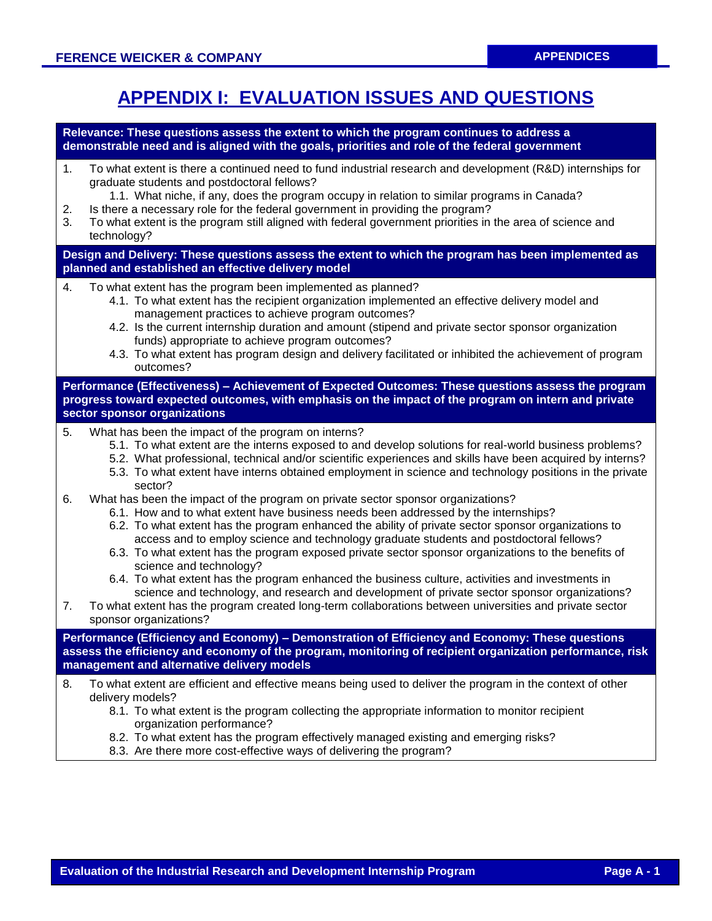# APPENDIX I: EVALUATION ISSUES AND QUESTIONS

**Relevance: These questions assess the extent to which the program continues to address a demonstrable need and is aligned with the goals, priorities and role of the federal government**

1. To what extent is there a continued need to fund industrial research and development (R&D) internships for graduate students and postdoctoral fellows?
    - 1.1. What niche, if any, does the program occupy in relation to similar programs in Canada?
2. Is there a necessary role for the federal government in providing the program?
3. To what extent is the program still aligned with federal government priorities in the area of science and technology?

**Design and Delivery: These questions assess the extent to which the program has been implemented as planned and established an effective delivery model**

4. To what extent has the program been implemented as planned?
    - 4.1. To what extent has the recipient organization implemented an effective delivery model and management practices to achieve program outcomes?
    - 4.2. Is the current internship duration and amount (stipend and private sector sponsor organization funds) appropriate to achieve program outcomes?
    - 4.3. To what extent has program design and delivery facilitated or inhibited the achievement of program outcomes?

**Performance (Effectiveness) – Achievement of Expected Outcomes: These questions assess the program progress toward expected outcomes, with emphasis on the impact of the program on intern and private sector sponsor organizations**

5. What has been the impact of the program on interns?
    - 5.1. To what extent are the interns exposed to and develop solutions for real-world business problems?
    - 5.2. What professional, technical and/or scientific experiences and skills have been acquired by interns?
    - 5.3. To what extent have interns obtained employment in science and technology positions in the private sector?
6. What has been the impact of the program on private sector sponsor organizations?
    - 6.1. How and to what extent have business needs been addressed by the internships?
    - 6.2. To what extent has the program enhanced the ability of private sector sponsor organizations to access and to employ science and technology graduate students and postdoctoral fellows?
    - 6.3. To what extent has the program exposed private sector sponsor organizations to the benefits of science and technology?
    - 6.4. To what extent has the program enhanced the business culture, activities and investments in science and technology, and research and development of private sector sponsor organizations?
7. To what extent has the program created long-term collaborations between universities and private sector sponsor organizations?

**Performance (Efficiency and Economy) – Demonstration of Efficiency and Economy: These questions assess the efficiency and economy of the program, monitoring of recipient organization performance, risk management and alternative delivery models**

8. To what extent are efficient and effective means being used to deliver the program in the context of other delivery models?
    - 8.1. To what extent is the program collecting the appropriate information to monitor recipient organization performance?
    - 8.2. To what extent has the program effectively managed existing and emerging risks?
    - 8.3. Are there more cost-effective ways of delivering the program?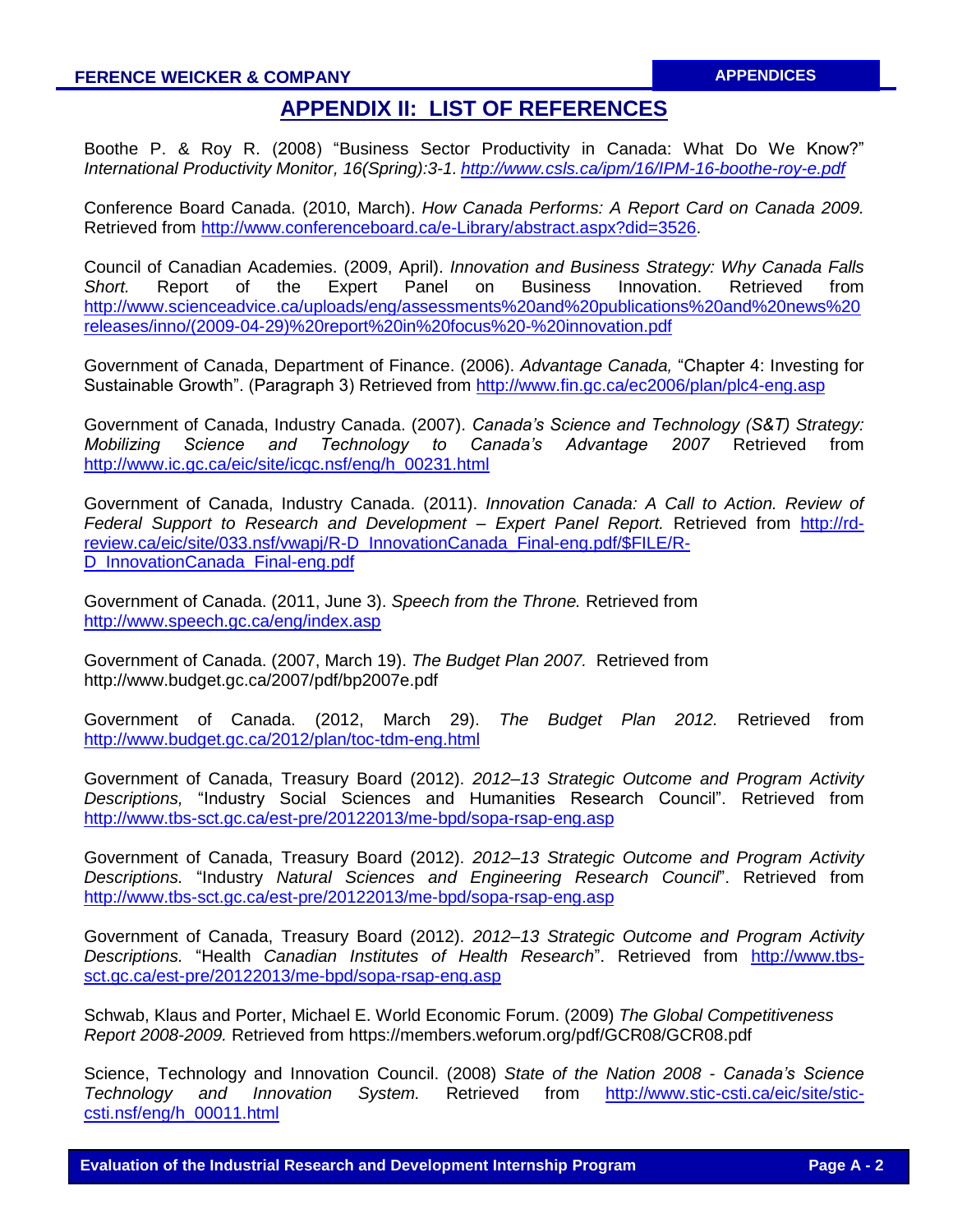# APPENDIX II: LIST OF REFERENCES

Boothe P. & Roy R. (2008) "Business Sector Productivity in Canada: What Do We Know?" *International Productivity Monitor, 16(Spring):3-1. http://www.csls.ca/ipm/16/IPM-16-boothe-roy-e.pdf*

Conference Board Canada. (2010, March). *How Canada Performs: A Report Card on Canada 2009.* Retrieved from http://www.conferenceboard.ca/e-Library/abstract.aspx?did=3526.

Council of Canadian Academies. (2009, April). *Innovation and Business Strategy: Why Canada Falls Short.* Report of the Expert Panel on Business Innovation. Retrieved from http://www.scienceadvice.ca/uploads/eng/assessments%20and%20publications%20and%20news%20releases/inno/(2009-04-29)%20report%20in%20focus%20-%20innovation.pdf

Government of Canada, Department of Finance. (2006). *Advantage Canada,* "Chapter 4: Investing for Sustainable Growth". (Paragraph 3) Retrieved from http://www.fin.gc.ca/ec2006/plan/plc4-eng.asp

Government of Canada, Industry Canada. (2007). *Canada's Science and Technology (S&T) Strategy: Mobilizing Science and Technology to Canada's Advantage 2007* Retrieved from http://www.ic.gc.ca/eic/site/icgc.nsf/eng/h_00231.html

Government of Canada, Industry Canada. (2011). *Innovation Canada: A Call to Action. Review of Federal Support to Research and Development – Expert Panel Report.* Retrieved from http://rd-review.ca/eic/site/033.nsf/vwapj/R-D_InnovationCanada_Final-eng.pdf/$FILE/R-D_InnovationCanada_Final-eng.pdf

Government of Canada. (2011, June 3). *Speech from the Throne.* Retrieved from http://www.speech.gc.ca/eng/index.asp

Government of Canada. (2007, March 19). *The Budget Plan 2007.* Retrieved from http://www.budget.gc.ca/2007/pdf/bp2007e.pdf

Government of Canada. (2012, March 29). *The Budget Plan 2012.* Retrieved from http://www.budget.gc.ca/2012/plan/toc-tdm-eng.html

Government of Canada, Treasury Board (2012). *2012–13 Strategic Outcome and Program Activity Descriptions,* "Industry Social Sciences and Humanities Research Council". Retrieved from http://www.tbs-sct.gc.ca/est-pre/20122013/me-bpd/sopa-rsap-eng.asp

Government of Canada, Treasury Board (2012). *2012–13 Strategic Outcome and Program Activity Descriptions.* "Industry *Natural Sciences and Engineering Research Council*". Retrieved from http://www.tbs-sct.gc.ca/est-pre/20122013/me-bpd/sopa-rsap-eng.asp

Government of Canada, Treasury Board (2012). *2012–13 Strategic Outcome and Program Activity Descriptions.* "Health *Canadian Institutes of Health Research*". Retrieved from http://www.tbs-sct.gc.ca/est-pre/20122013/me-bpd/sopa-rsap-eng.asp

Schwab, Klaus and Porter, Michael E. World Economic Forum. (2009) *The Global Competitiveness Report 2008-2009.* Retrieved from https://members.weforum.org/pdf/GCR08/GCR08.pdf

Science, Technology and Innovation Council. (2008) *State of the Nation 2008 - Canada's Science Technology and Innovation System.* Retrieved from http://www.stic-csti.ca/eic/site/stic-csti.nsf/eng/h_00011.html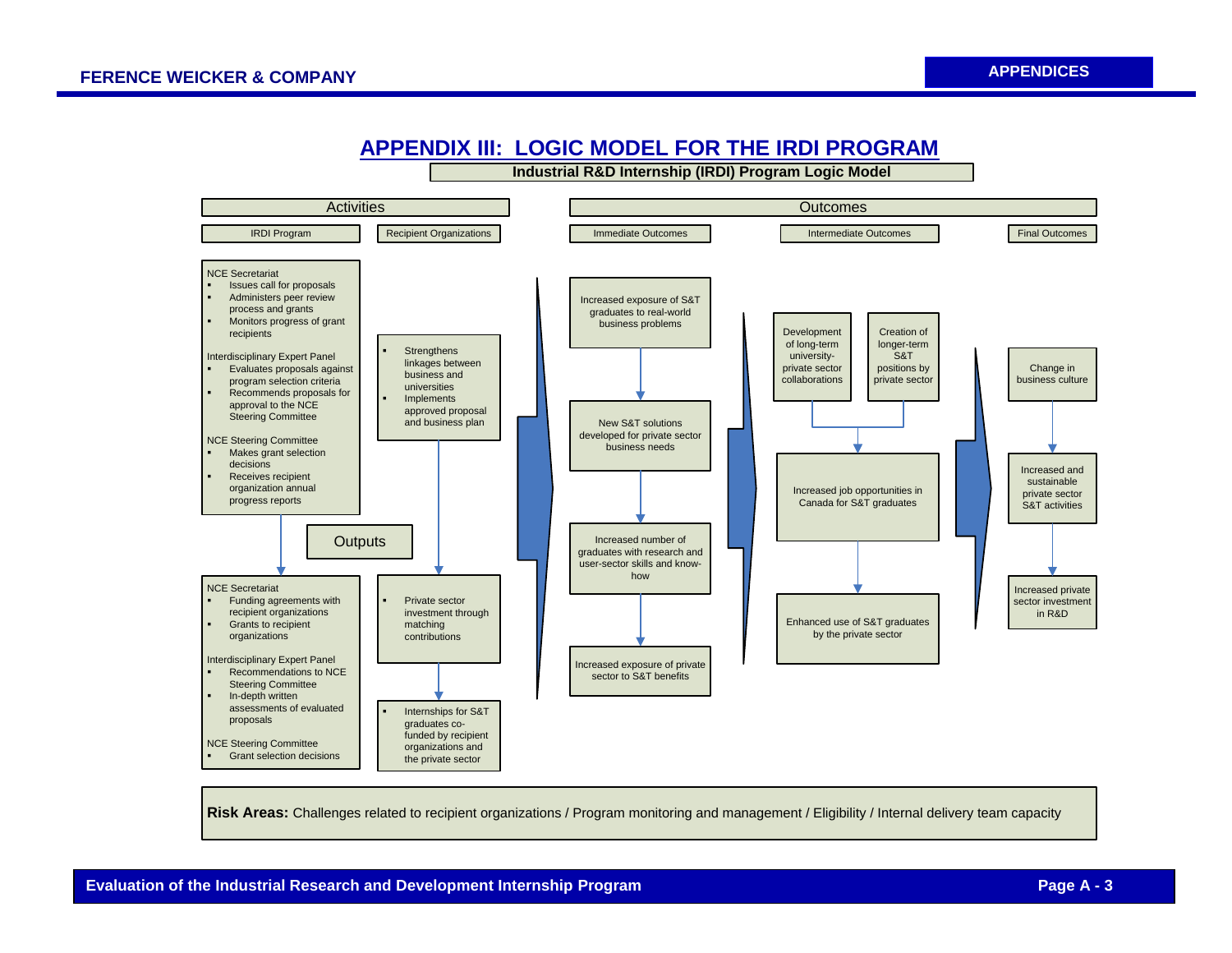# APPENDIX III: LOGIC MODEL FOR THE IRDI PROGRAM

**Industrial R&D Internship (IRDI) Program Logic Model**

## Activities

### IRDI Program

NCE Secretariat
- Issues call for proposals
- Administers peer review process and grants
- Monitors progress of grant recipients

Interdisciplinary Expert Panel
- Evaluates proposals against program selection criteria
- Recommends proposals for approval to the NCE Steering Committee

NCE Steering Committee
- Makes grant selection decisions
- Receives recipient organization annual progress reports

### Recipient Organizations

- Strengthens linkages between business and universities
- Implements approved proposal and business plan

## Outputs

### IRDI Program

NCE Secretariat
- Funding agreements with recipient organizations
- Grants to recipient organizations

Interdisciplinary Expert Panel
- Recommendations to NCE Steering Committee
- In-depth written assessments of evaluated proposals

NCE Steering Committee
- Grant selection decisions

### Recipient Organizations

- Private sector investment through matching contributions
- Internships for S&T graduates co-funded by recipient organizations and the private sector

## Outcomes

### Immediate Outcomes

- Increased exposure of S&T graduates to real-world business problems
- New S&T solutions developed for private sector business needs
- Increased number of graduates with research and user-sector skills and know-how
- Increased exposure of private sector to S&T benefits

### Intermediate Outcomes

- Development of long-term university-private sector collaborations
- Creation of longer-term S&T positions by private sector
- Increased job opportunities in Canada for S&T graduates
- Enhanced use of S&T graduates by the private sector

### Final Outcomes

- Change in business culture
- Increased and sustainable private sector S&T activities
- Increased private sector investment in R&D

**Risk Areas:** Challenges related to recipient organizations / Program monitoring and management / Eligibility / Internal delivery team capacity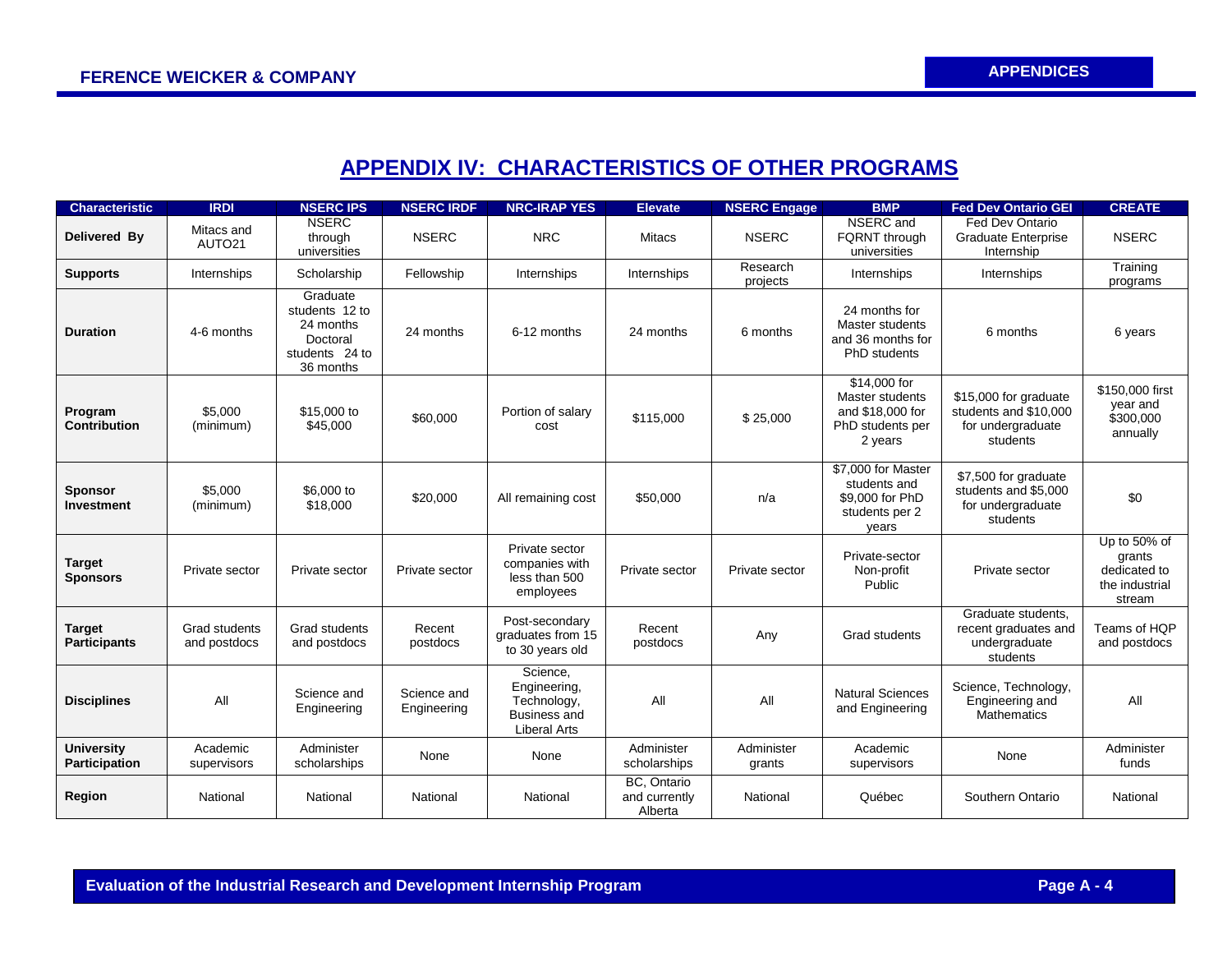# APPENDIX IV: CHARACTERISTICS OF OTHER PROGRAMS

| Characteristic | IRDI | NSERC IPS | NSERC IRDF | NRC-IRAP YES | Elevate | NSERC Engage | BMP | Fed Dev Ontario GEI | CREATE |
|---|---|---|---|---|---|---|---|---|---|
| **Delivered By** | Mitacs and AUTO21 | NSERC through universities | NSERC | NRC | Mitacs | NSERC | NSERC and FQRNT through universities | Fed Dev Ontario Graduate Enterprise Internship | NSERC |
| **Supports** | Internships | Scholarship | Fellowship | Internships | Internships | Research projects | Internships | Internships | Training programs |
| **Duration** | 4-6 months | Graduate students 12 to 24 months Doctoral students 24 to 36 months | 24 months | 6-12 months | 24 months | 6 months | 24 months for Master students and 36 months for PhD students | 6 months | 6 years |
| **Program Contribution** | $5,000 (minimum) | $15,000 to $45,000 | $60,000 | Portion of salary cost | $115,000 | $ 25,000 | $14,000 for Master students and $18,000 for PhD students per 2 years | $15,000 for graduate students and $10,000 for undergraduate students | $150,000 first year and $300,000 annually |
| **Sponsor Investment** | $5,000 (minimum) | $6,000 to $18,000 | $20,000 | All remaining cost | $50,000 | n/a | $7,000 for Master students and $9,000 for PhD students per 2 years | $7,500 for graduate students and $5,000 for undergraduate students | $0 |
| **Target Sponsors** | Private sector | Private sector | Private sector | Private sector companies with less than 500 employees | Private sector | Private sector | Private-sector Non-profit Public | Private sector | Up to 50% of grants dedicated to the industrial stream |
| **Target Participants** | Grad students and postdocs | Grad students and postdocs | Recent postdocs | Post-secondary graduates from 15 to 30 years old | Recent postdocs | Any | Grad students | Graduate students, recent graduates and undergraduate students | Teams of HQP and postdocs |
| **Disciplines** | All | Science and Engineering | Science and Engineering | Science, Engineering, Technology, Business and Liberal Arts | All | All | Natural Sciences and Engineering | Science, Technology, Engineering and Mathematics | All |
| **University Participation** | Academic supervisors | Administer scholarships | None | None | Administer scholarships | Administer grants | Academic supervisors | None | Administer funds |
| **Region** | National | National | National | National | BC, Ontario and currently Alberta | National | Québec | Southern Ontario | National |